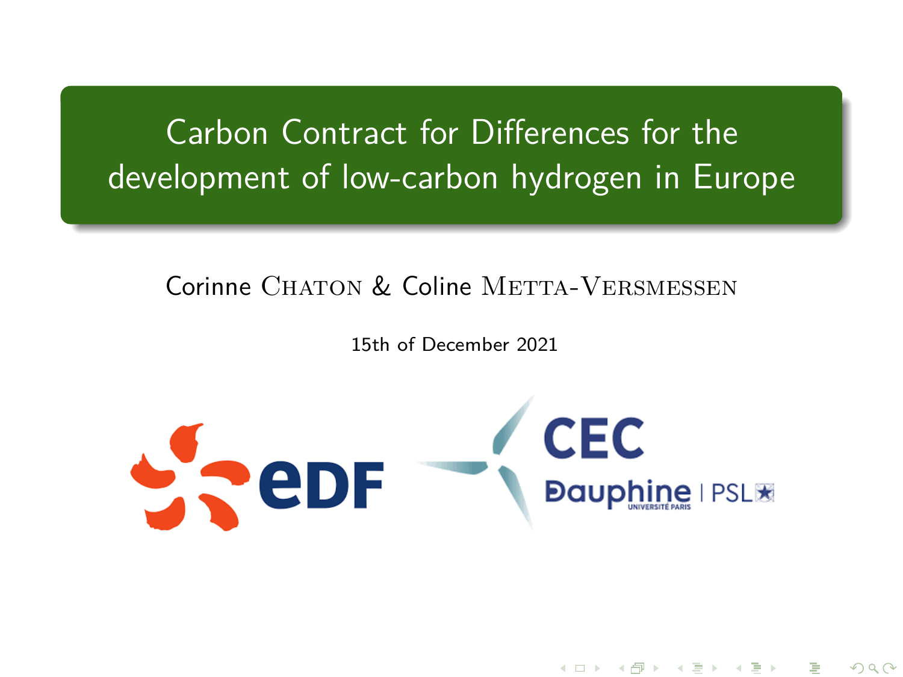# Carbon Contract for Differences for the development of low-carbon hydrogen in Europe

Corinne Chaton & Coline Metta-Versmessen

15th of December 2021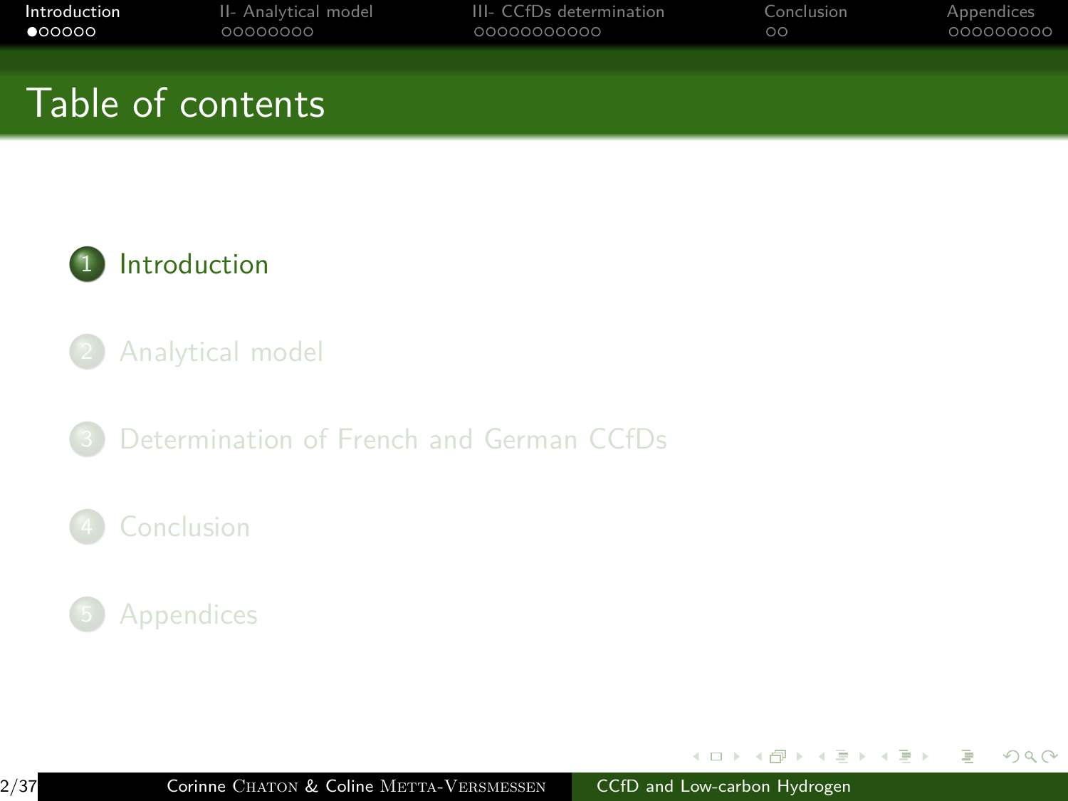# Table of contents

1. Introduction
2. Analytical model
3. Determination of French and German CCfDs
4. Conclusion
5. Appendices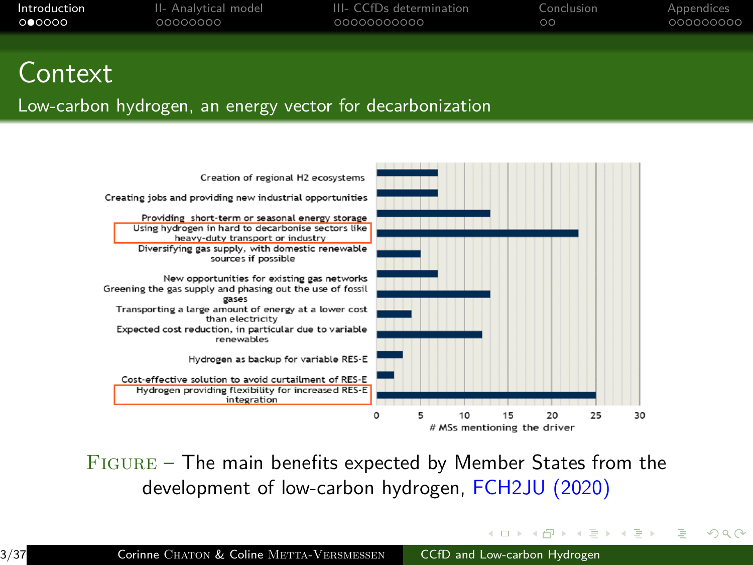# Context

## Low-carbon hydrogen, an energy vector for decarbonization

| Driver | # MSs mentioning the driver |
|---|---|
| Creation of regional H2 ecosystems | 7 |
| Creating jobs and providing new industrial opportunities | 7 |
| Providing short-term or seasonal energy storage | 13 |
| Using hydrogen in hard to decarbonise sectors like heavy-duty transport or industry | 23 |
| Diversifying gas supply, with domestic renewable sources if possible | 5 |
| New opportunities for existing gas networks | 7 |
| Greening the gas supply and phasing out the use of fossil gases | 13 |
| Transporting a large amount of energy at a lower cost than electricity | 4 |
| Expected cost reduction, in particular due to variable renewables | 12 |
| Hydrogen as backup for variable RES-E | 3 |
| Cost-effective solution to avoid curtailment of RES-E | 2 |
| Hydrogen providing flexibility for increased RES-E integration | 25 |

FIGURE – The main benefits expected by Member States from the development of low-carbon hydrogen, FCH2JU (2020)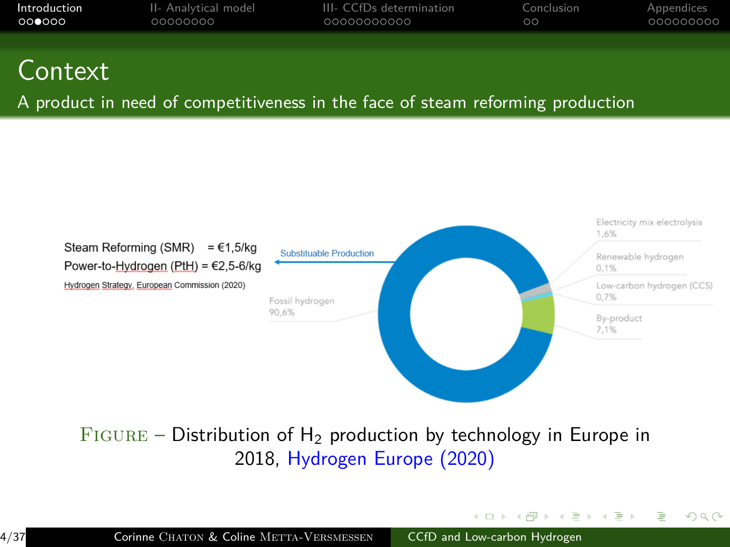# Context

## A product in need of competitiveness in the face of steam reforming production

Steam Reforming (SMR) = €1,5/kg
Power-to-Hydrogen (PtH) = €2,5-6/kg

Hydrogen Strategy, European Commission (2020)

Substituable Production

Fossil hydrogen 90,6%

Electricity mix electrolysis 1,6%

Renewable hydrogen 0,1%

Low-carbon hydrogen (CCS) 0,7%

By-product 7,1%

FIGURE – Distribution of $H_2$ production by technology in Europe in 2018, Hydrogen Europe (2020)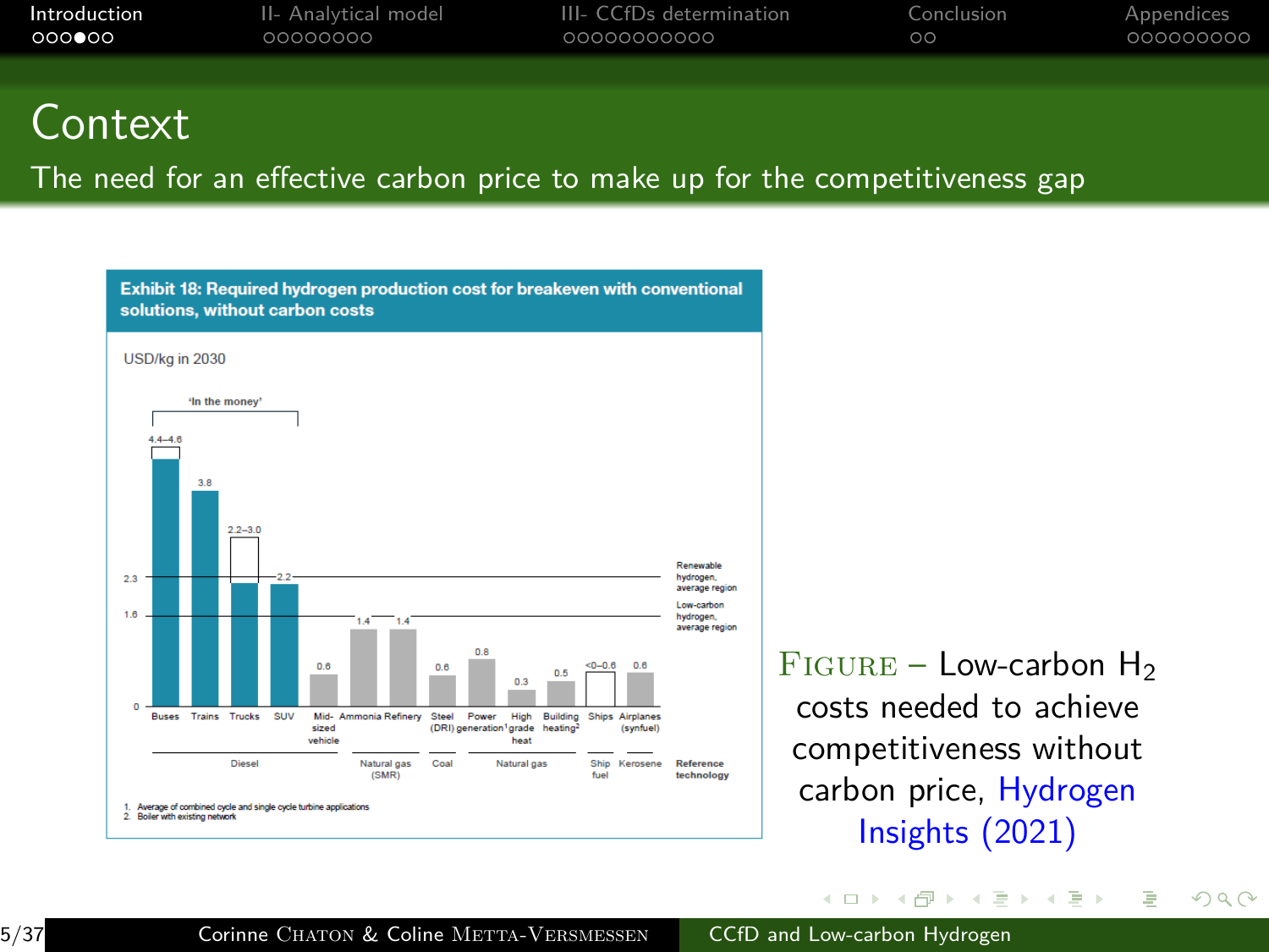# Context

## The need for an effective carbon price to make up for the competitiveness gap

**Exhibit 18: Required hydrogen production cost for breakeven with conventional solutions, without carbon costs**

USD/kg in 2030

| Application | Breakeven cost (USD/kg) | Reference technology |
|---|---|---|
| Buses | 4.4–4.6 | Diesel |
| Trains | 3.8 | Diesel |
| Trucks | 2.2–3.0 | Diesel |
| SUV | 2.2 | Diesel |
| Mid-sized vehicle | 0.6 | Diesel |
| Ammonia | 1.4 | Natural gas (SMR) |
| Refinery | 1.4 | Natural gas (SMR) |
| Steel (DRI) | 0.6 | Coal |
| Power generation[1] | 0.8 | Natural gas |
| High grade heat | 0.3 | Natural gas |
| Building heating[2] | 0.5 | Natural gas |
| Ships | <0–0.6 | Ship fuel |
| Airplanes (synfuel) | 0.6 | Kerosene |

'In the money': Buses, Trains, Trucks, SUV

Renewable hydrogen, average region: 2.3

Low-carbon hydrogen, average region: 1.6

1. Average of combined cycle and single cycle turbine applications
2. Boiler with existing network

FIGURE – Low-carbon $H_2$ costs needed to achieve competitiveness without carbon price, Hydrogen Insights (2021)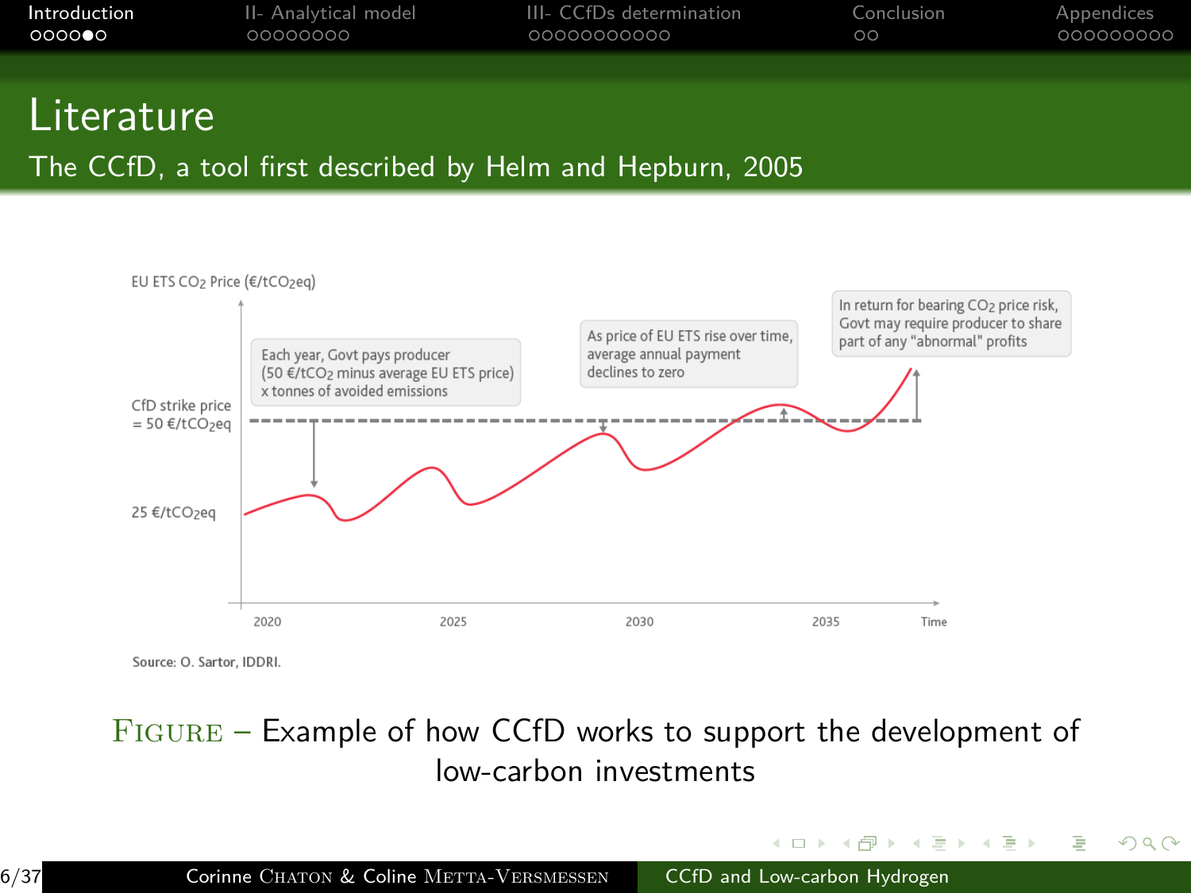# Literature

## The CCfD, a tool first described by Helm and Hepburn, 2005

EU ETS $CO_2$ Price (€/t$CO_2$eq)

CfD strike price = 50 €/t$CO_2$eq

25 €/t$CO_2$eq

Each year, Govt pays producer (50 €/t$CO_2$ minus average EU ETS price) x tonnes of avoided emissions

As price of EU ETS rise over time, average annual payment declines to zero

In return for bearing $CO_2$ price risk, Govt may require producer to share part of any "abnormal" profits

2020 2025 2030 2035 Time

Source: O. Sartor, IDDRI.

Figure – Example of how CCfD works to support the development of low-carbon investments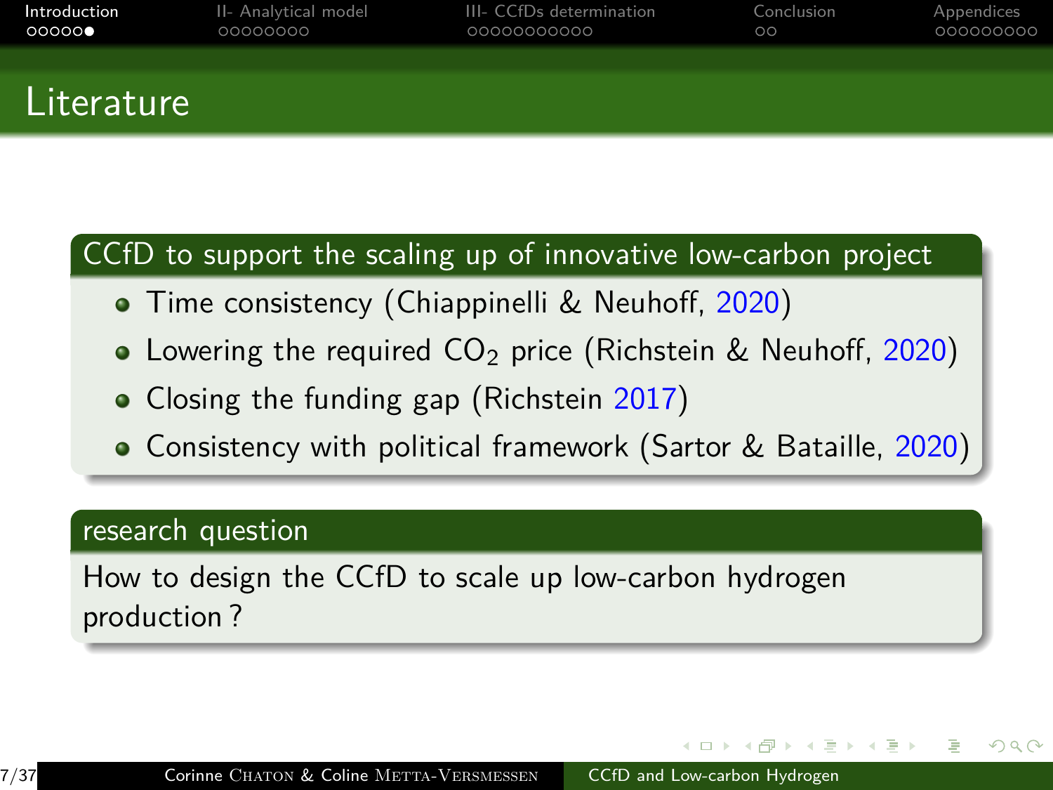# Literature

## CCfD to support the scaling up of innovative low-carbon project

- Time consistency (Chiappinelli & Neuhoff, 2020)
- Lowering the required $CO_2$ price (Richstein & Neuhoff, 2020)
- Closing the funding gap (Richstein 2017)
- Consistency with political framework (Sartor & Bataille, 2020)

## research question

How to design the CCfD to scale up low-carbon hydrogen production ?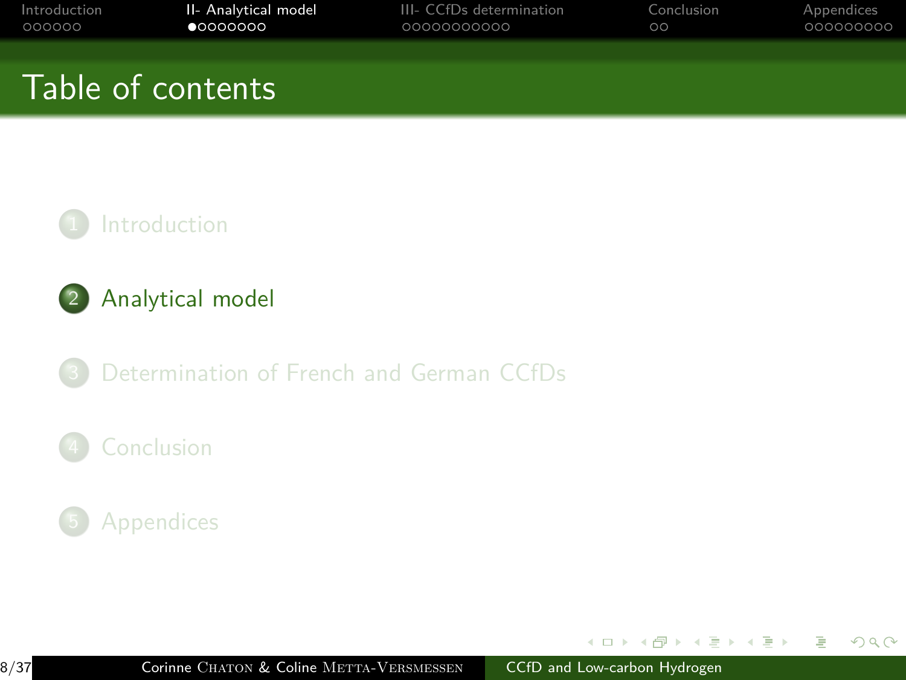# Table of contents

1. Introduction
2. Analytical model
3. Determination of French and German CCfDs
4. Conclusion
5. Appendices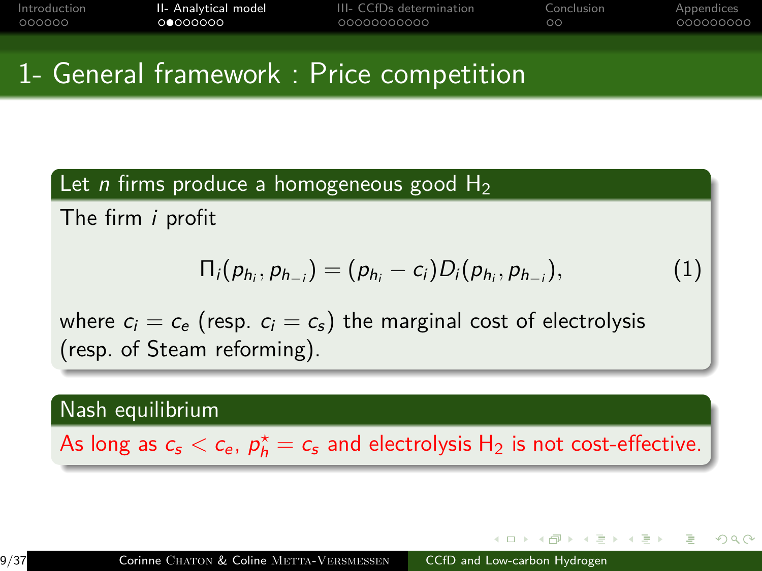# 1- General framework : Price competition

**Let $n$ firms produce a homogeneous good $H_2$**

The firm $i$ profit

$$\Pi_i(p_{h_i}, p_{h_{-i}}) = (p_{h_i} - c_i) D_i(p_{h_i}, p_{h_{-i}}), \tag{1}$$

where $c_i = c_e$ (resp. $c_i = c_s$) the marginal cost of electrolysis (resp. of Steam reforming).

**Nash equilibrium**

As long as $c_s < c_e$, $p_h^\star = c_s$ and electrolysis $H_2$ is not cost-effective.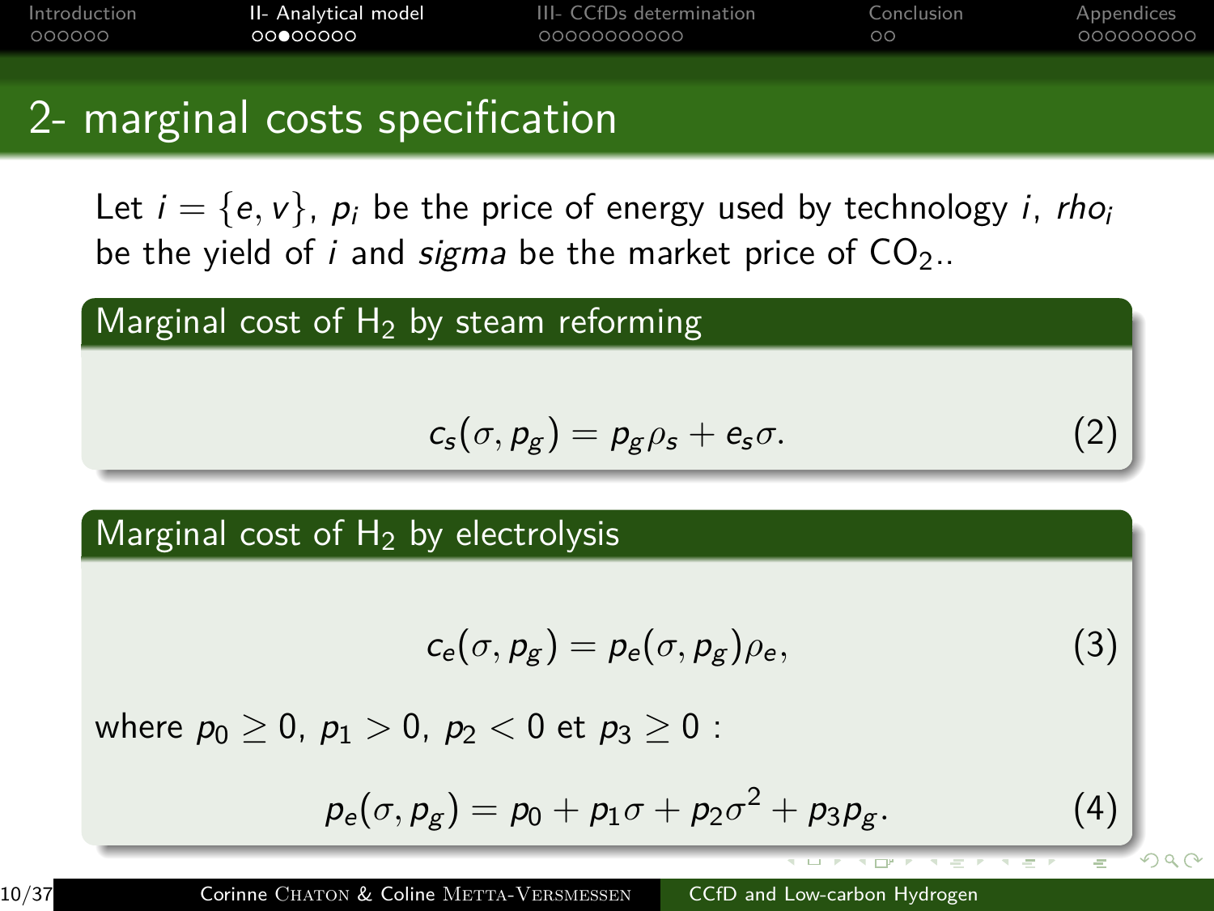# 2- marginal costs specification

Let $i = \{e, v\}$, $p_i$ be the price of energy used by technology $i$, *rho*$_i$ be the yield of $i$ and *sigma* be the market price of $CO_2$..

### Marginal cost of $H_2$ by steam reforming

$$c_s(\sigma, p_g) = p_g \rho_s + e_s \sigma. \tag{2}$$

### Marginal cost of $H_2$ by electrolysis

$$c_e(\sigma, p_g) = p_e(\sigma, p_g) \rho_e, \tag{3}$$

where $p_0 \geq 0$, $p_1 > 0$, $p_2 < 0$ et $p_3 \geq 0$ :

$$p_e(\sigma, p_g) = p_0 + p_1 \sigma + p_2 \sigma^2 + p_3 p_g. \tag{4}$$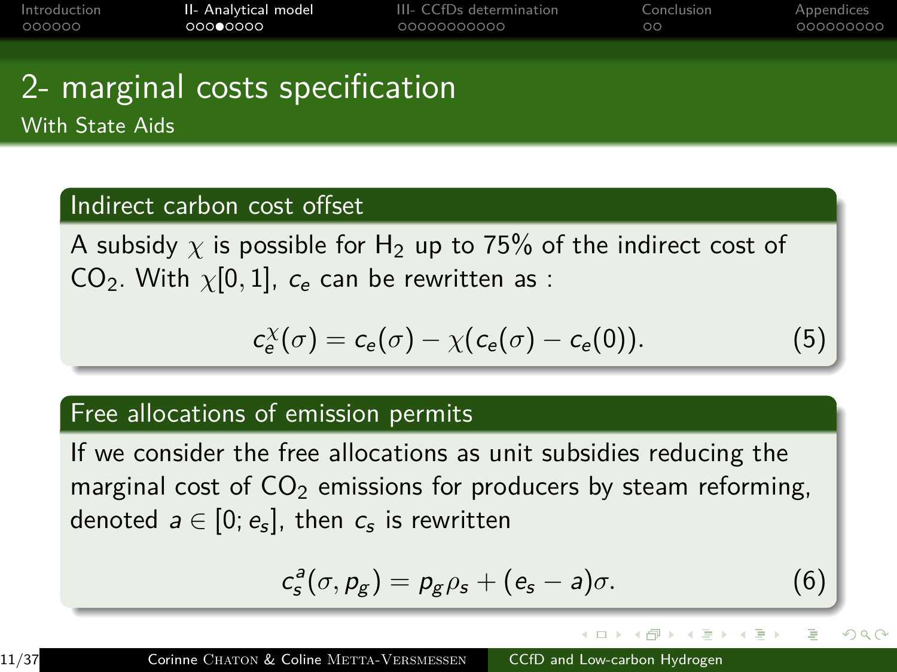# 2- marginal costs specification

## With State Aids

### Indirect carbon cost offset

A subsidy $\chi$ is possible for $H_2$ up to 75% of the indirect cost of $CO_2$. With $\chi[0,1]$, $c_e$ can be rewritten as :

$$c_e^{\chi}(\sigma) = c_e(\sigma) - \chi(c_e(\sigma) - c_e(0)). \quad (5)$$

### Free allocations of emission permits

If we consider the free allocations as unit subsidies reducing the marginal cost of $CO_2$ emissions for producers by steam reforming, denoted $a \in [0; e_s]$, then $c_s$ is rewritten

$$c_s^a(\sigma, p_g) = p_g \rho_s + (e_s - a)\sigma. \quad (6)$$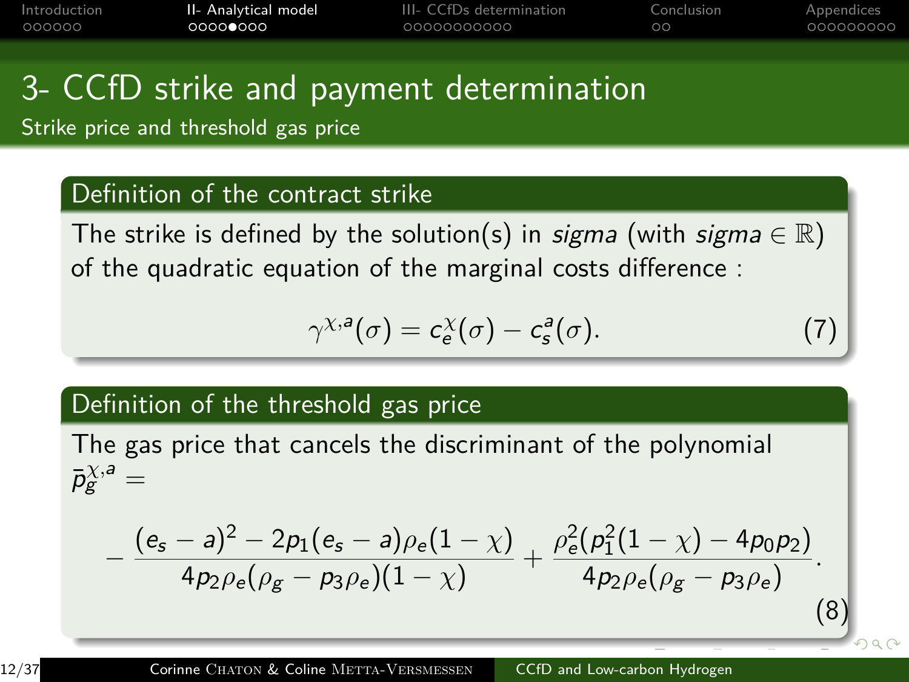# 3- CCfD strike and payment determination

## Strike price and threshold gas price

### Definition of the contract strike

The strike is defined by the solution(s) in *sigma* (with *sigma* $\in \mathbb{R}$) of the quadratic equation of the marginal costs difference :

$$\gamma^{\chi,a}(\sigma) = c_e^{\chi}(\sigma) - c_s^{a}(\sigma). \tag{7}$$

### Definition of the threshold gas price

The gas price that cancels the discriminant of the polynomial $\bar{p}_g^{\chi,a} =$

$$-\frac{(e_s - a)^2 - 2p_1(e_s - a)\rho_e(1-\chi)}{4p_2\rho_e(\rho_g - p_3\rho_e)(1-\chi)} + \frac{\rho_e^2(p_1^2(1-\chi) - 4p_0p_2)}{4p_2\rho_e(\rho_g - p_3\rho_e)}. \tag{8}$$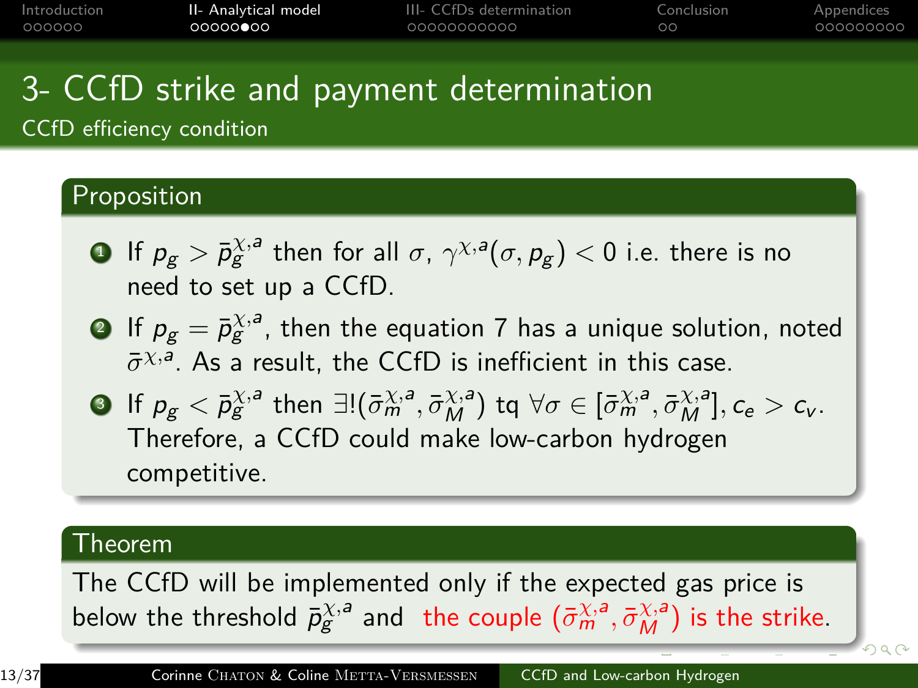# 3- CCfD strike and payment determination

## CCfD efficiency condition

### Proposition

1. If $p_g > \bar{p}_g^{\chi,a}$ then for all $\sigma$, $\gamma^{\chi,a}(\sigma, p_g) < 0$ i.e. there is no need to set up a CCfD.
2. If $p_g = \bar{p}_g^{\chi,a}$, then the equation 7 has a unique solution, noted $\bar{\sigma}^{\chi,a}$. As a result, the CCfD is inefficient in this case.
3. If $p_g < \bar{p}_g^{\chi,a}$ then $\exists!(\bar{\sigma}_m^{\chi,a}, \bar{\sigma}_M^{\chi,a})$ tq $\forall \sigma \in [\bar{\sigma}_m^{\chi,a}, \bar{\sigma}_M^{\chi,a}], c_e > c_v$. Therefore, a CCfD could make low-carbon hydrogen competitive.

### Theorem

The CCfD will be implemented only if the expected gas price is below the threshold $\bar{p}_g^{\chi,a}$ and the couple $(\bar{\sigma}_m^{\chi,a}, \bar{\sigma}_M^{\chi,a})$ is the strike.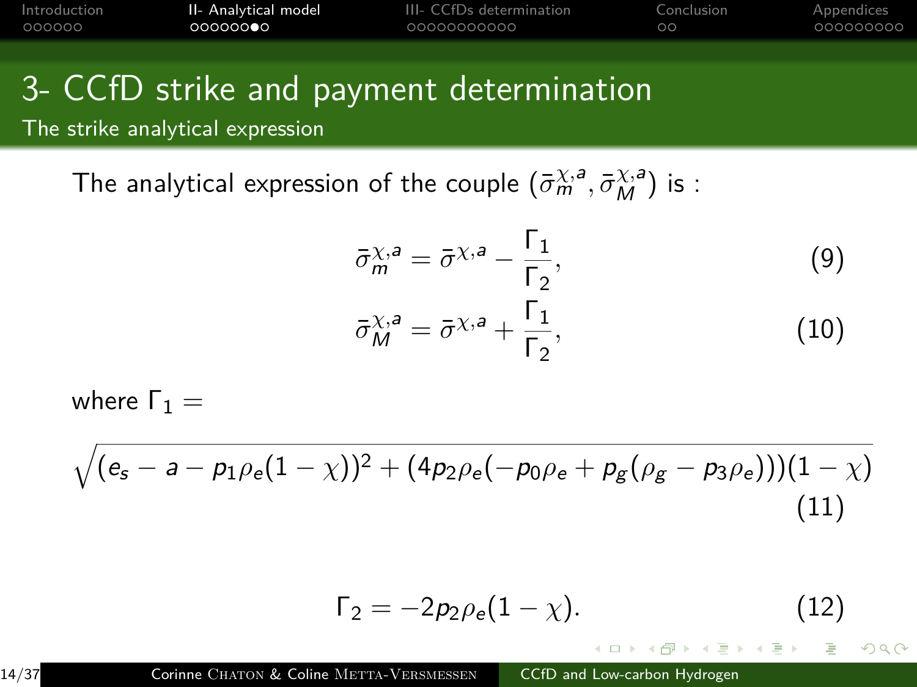# 3- CCfD strike and payment determination

## The strike analytical expression

The analytical expression of the couple $(\bar{\sigma}_m^{\chi,a}, \bar{\sigma}_M^{\chi,a})$ is :

$$\bar{\sigma}_m^{\chi,a} = \bar{\sigma}^{\chi,a} - \frac{\Gamma_1}{\Gamma_2}, \tag{9}$$

$$\bar{\sigma}_M^{\chi,a} = \bar{\sigma}^{\chi,a} + \frac{\Gamma_1}{\Gamma_2}, \tag{10}$$

where $\Gamma_1 =$

$$\sqrt{(e_s - a - p_1\rho_e(1-\chi))^2 + (4p_2\rho_e(-p_0\rho_e + p_g(\rho_g - p_3\rho_e)))(1-\chi)} \tag{11}$$

$$\Gamma_2 = -2p_2\rho_e(1-\chi). \tag{12}$$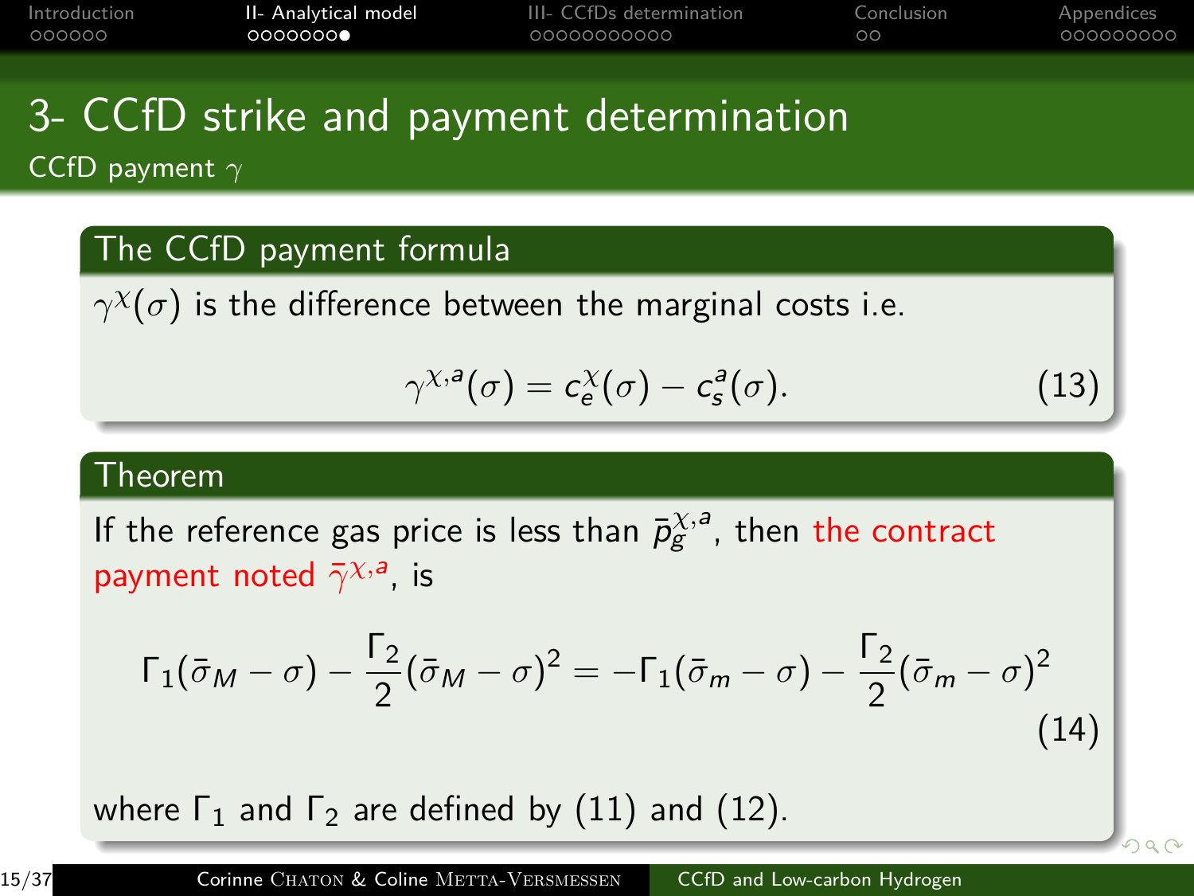# 3- CCfD strike and payment determination

## CCfD payment $\gamma$

### The CCfD payment formula

$\gamma^{\chi}(\sigma)$ is the difference between the marginal costs i.e.

$$\gamma^{\chi,a}(\sigma) = c_e^{\chi}(\sigma) - c_s^{a}(\sigma). \tag{13}$$

### Theorem

If the reference gas price is less than $\bar{p}_g^{\chi,a}$, then the contract payment noted $\bar{\gamma}^{\chi,a}$, is

$$\Gamma_1(\bar{\sigma}_M - \sigma) - \frac{\Gamma_2}{2}(\bar{\sigma}_M - \sigma)^2 = -\Gamma_1(\bar{\sigma}_m - \sigma) - \frac{\Gamma_2}{2}(\bar{\sigma}_m - \sigma)^2 \tag{14}$$

where $\Gamma_1$ and $\Gamma_2$ are defined by (11) and (12).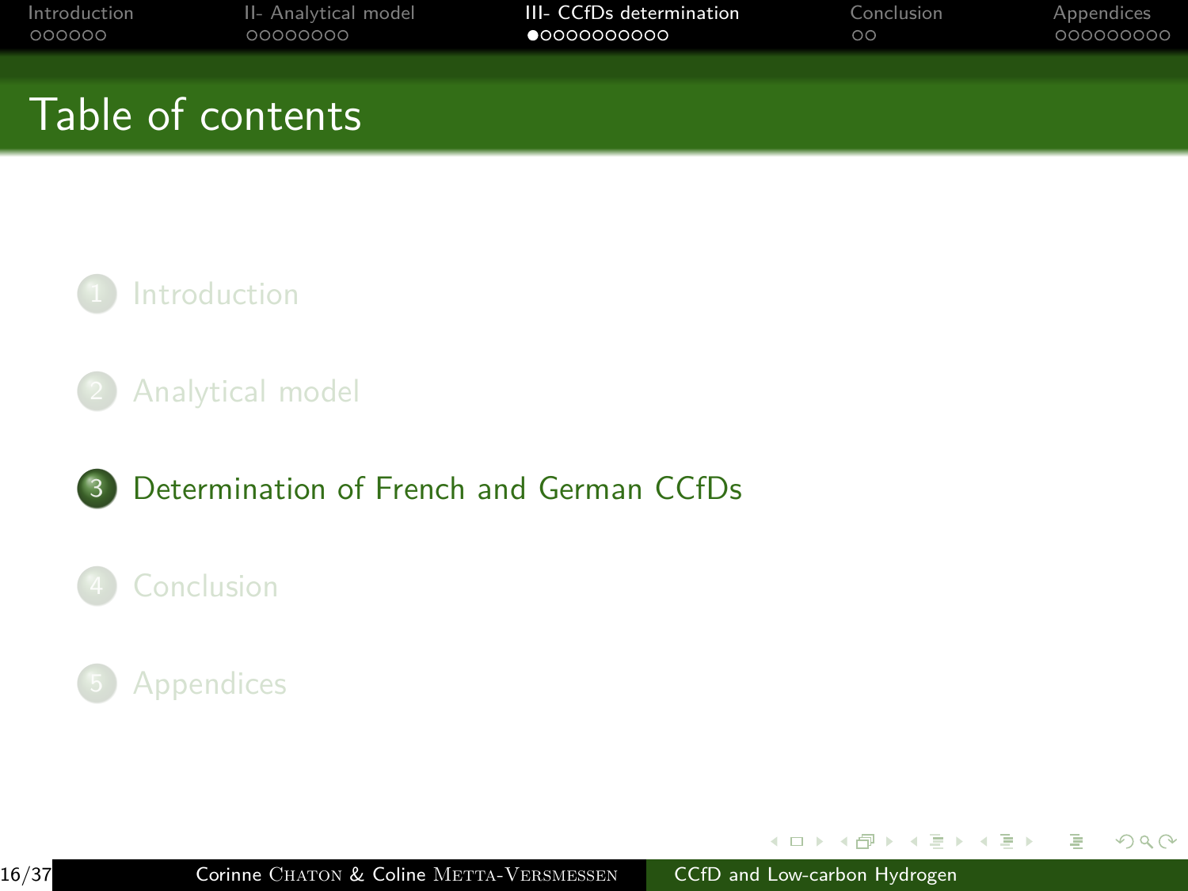# Table of contents

1. Introduction
2. Analytical model
3. Determination of French and German CCfDs
4. Conclusion
5. Appendices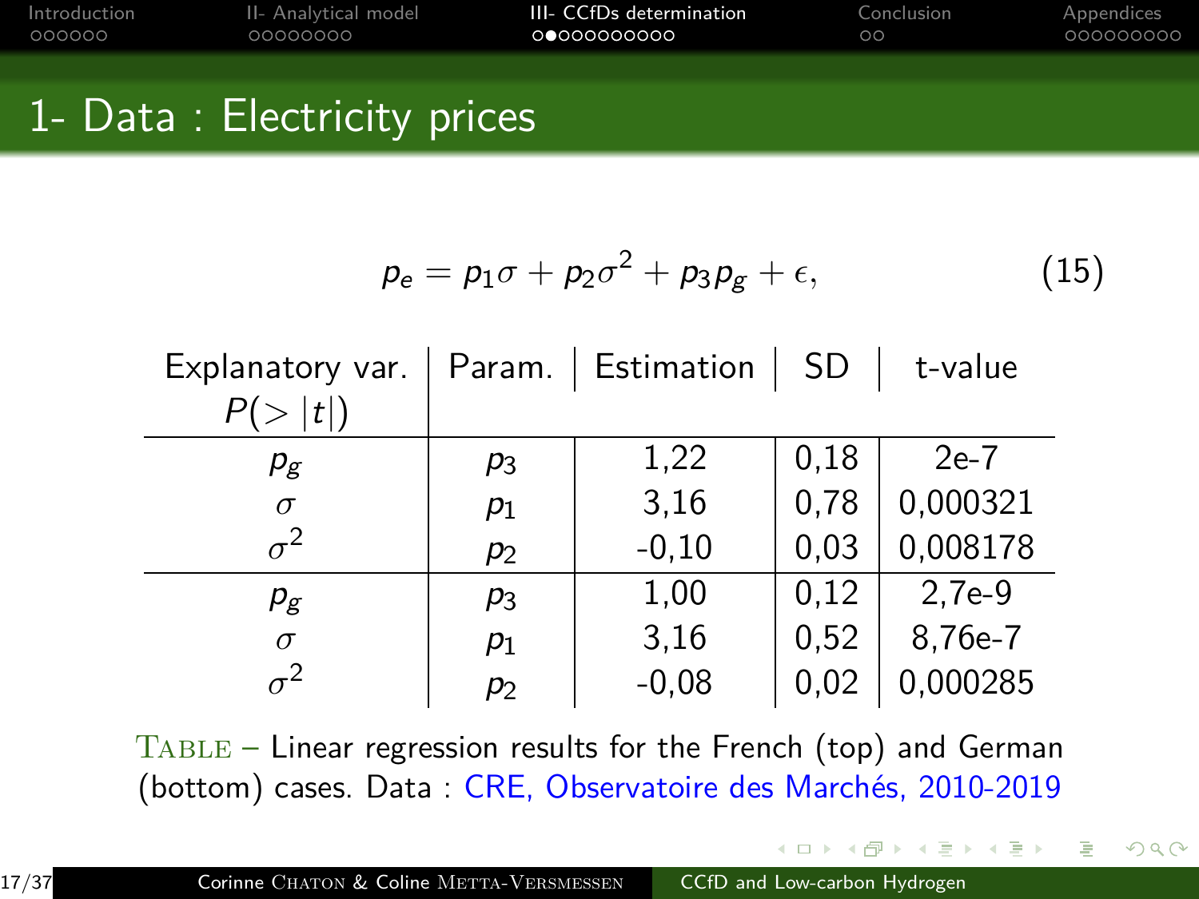# 1- Data : Electricity prices

$$p_e = p_1 \sigma + p_2 \sigma^2 + p_3 p_g + \epsilon, \tag{15}$$

| Explanatory var. | Param. | Estimation | SD | t-value |
|---|---|---|---|---|
| $P(>\|t\|)$ | | | | |
| $p_g$ | $p_3$ | 1,22 | 0,18 | 2e-7 |
| $\sigma$ | $p_1$ | 3,16 | 0,78 | 0,000321 |
| $\sigma^2$ | $p_2$ | -0,10 | 0,03 | 0,008178 |
| $p_g$ | $p_3$ | 1,00 | 0,12 | 2,7e-9 |
| $\sigma$ | $p_1$ | 3,16 | 0,52 | 8,76e-7 |
| $\sigma^2$ | $p_2$ | -0,08 | 0,02 | 0,000285 |

TABLE – Linear regression results for the French (top) and German (bottom) cases. Data : CRE, Observatoire des Marchés, 2010-2019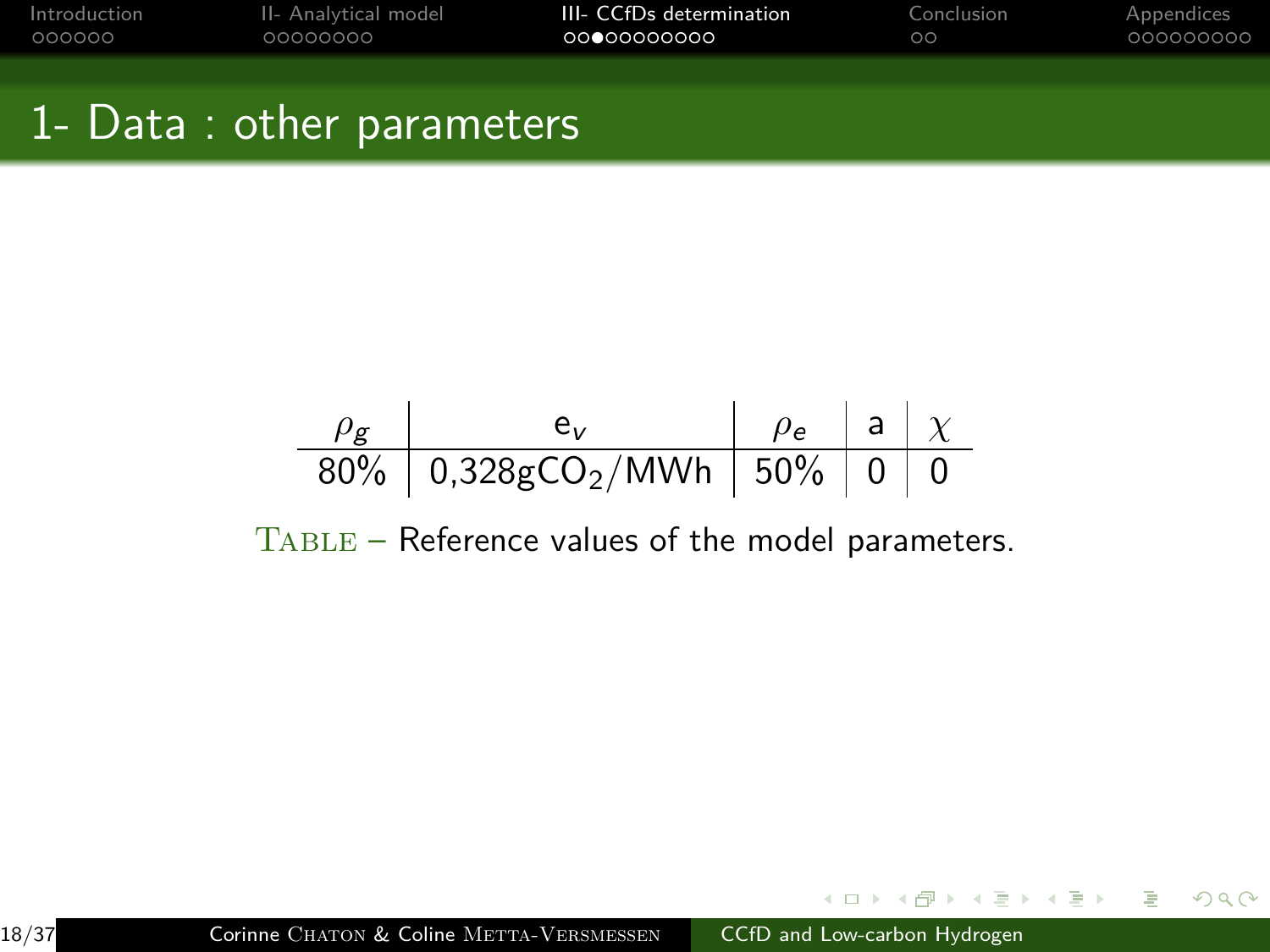# 1- Data : other parameters

| $\rho_g$ | $e_v$ | $\rho_e$ | a | $\chi$ |
|---|---|---|---|---|
| 80% | 0,328g$CO_2$/MWh | 50% | 0 | 0 |

Table – Reference values of the model parameters.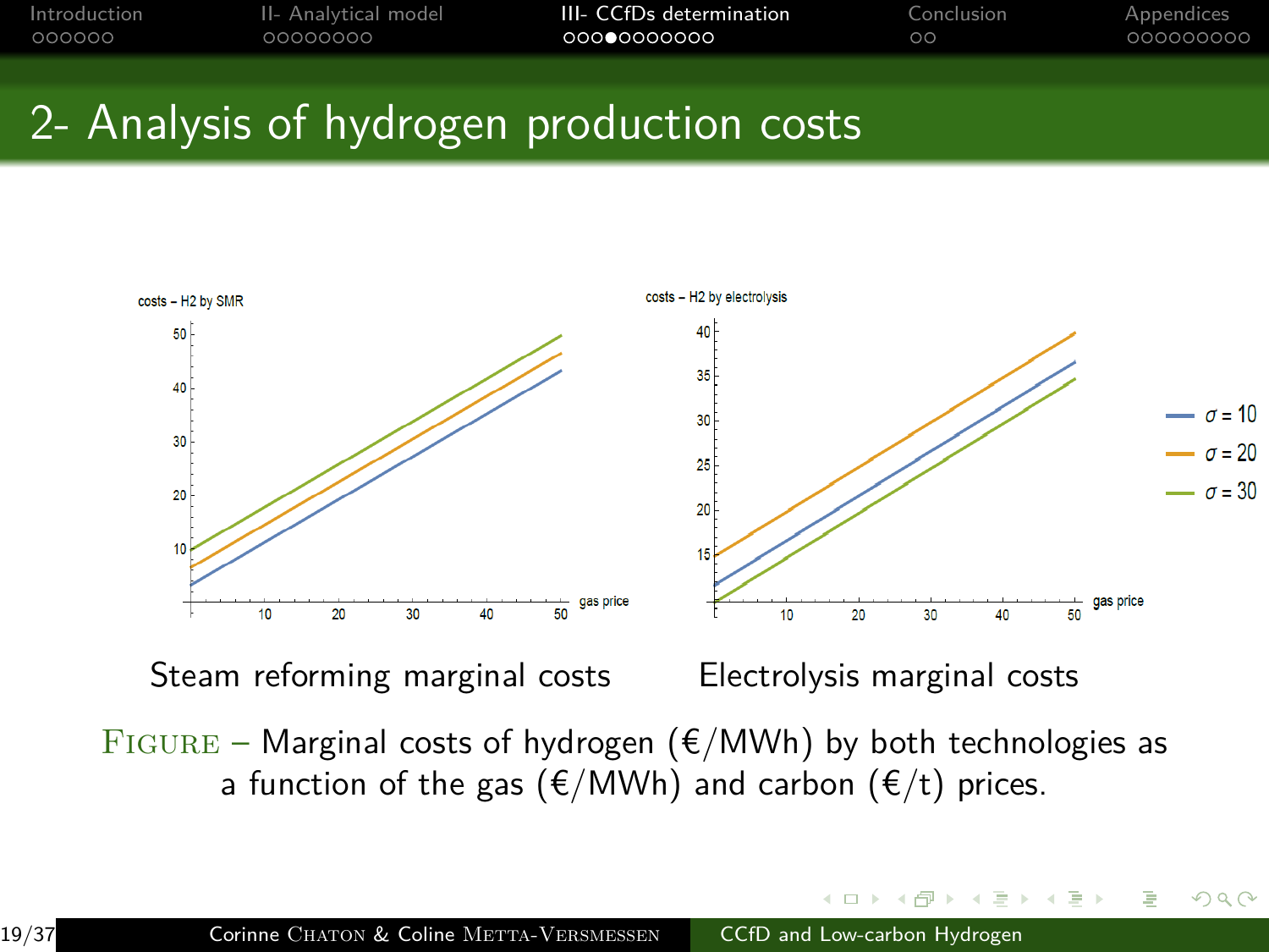## 2- Analysis of hydrogen production costs

Steam reforming marginal costs

Electrolysis marginal costs

FIGURE – Marginal costs of hydrogen (€/MWh) by both technologies as a function of the gas (€/MWh) and carbon (€/t) prices.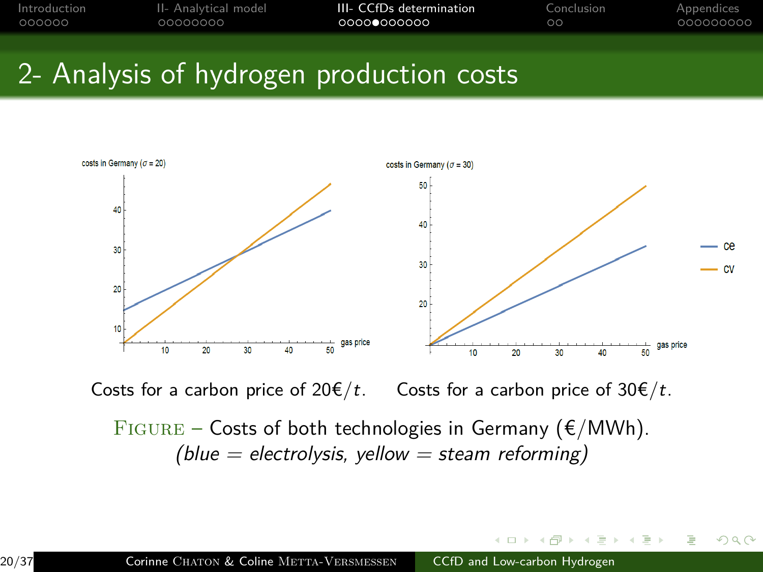## 2- Analysis of hydrogen production costs

Costs for a carbon price of 20€/$t$. Costs for a carbon price of 30€/$t$.

FIGURE – Costs of both technologies in Germany (€/MWh).
*(blue = electrolysis, yellow = steam reforming)*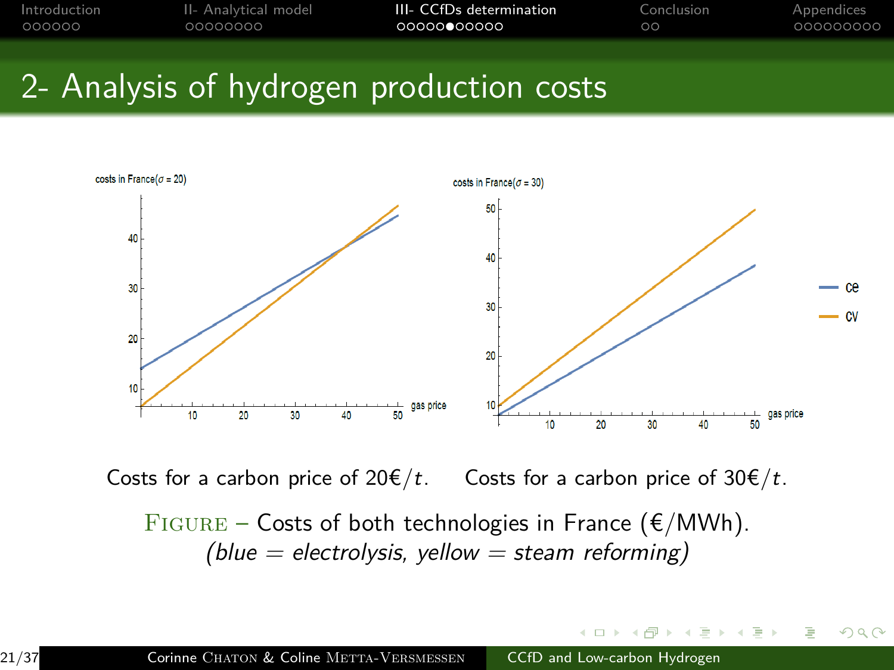## 2- Analysis of hydrogen production costs

Costs for a carbon price of 20€/$t$. Costs for a carbon price of 30€/$t$.

FIGURE – Costs of both technologies in France (€/MWh).
*(blue = electrolysis, yellow = steam reforming)*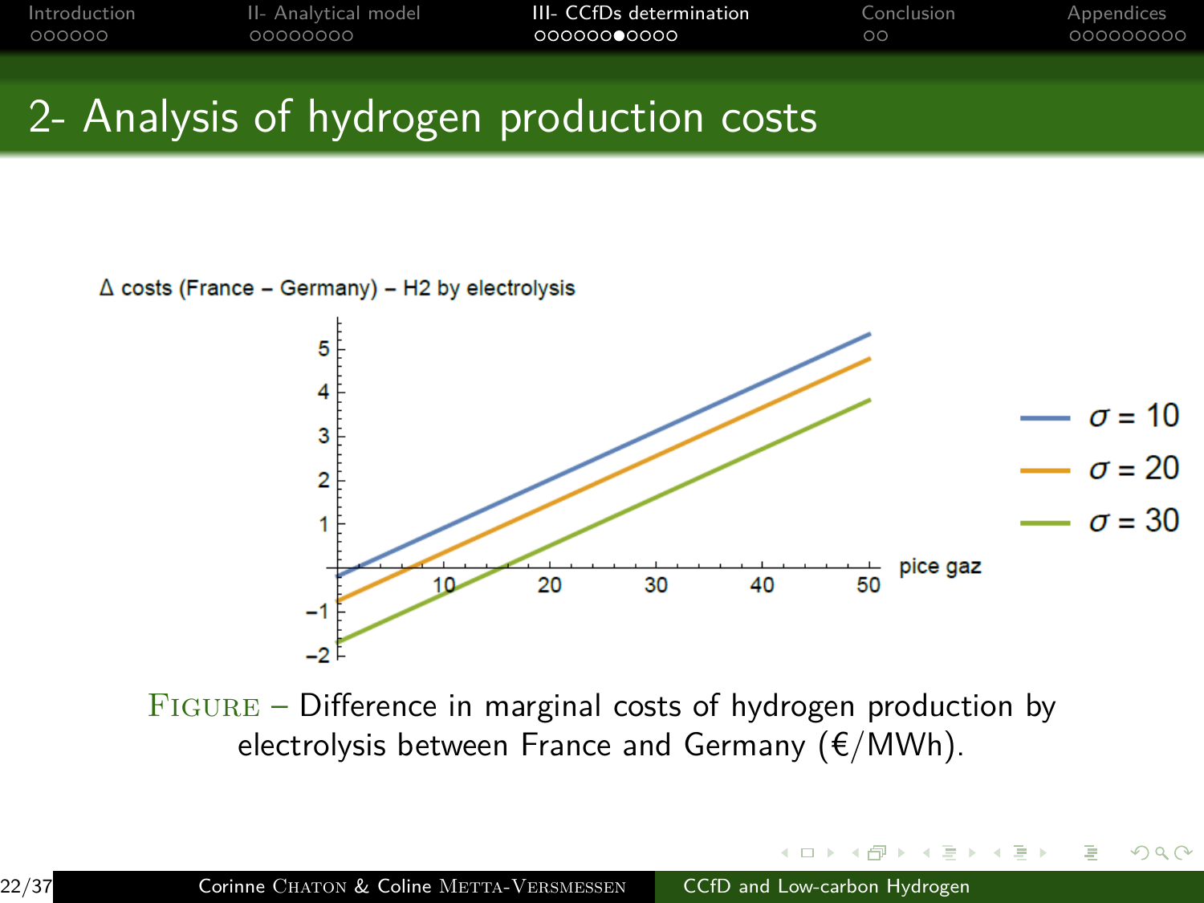# 2- Analysis of hydrogen production costs

Δ costs (France – Germany) – H2 by electrolysis

FIGURE – Difference in marginal costs of hydrogen production by electrolysis between France and Germany (€/MWh).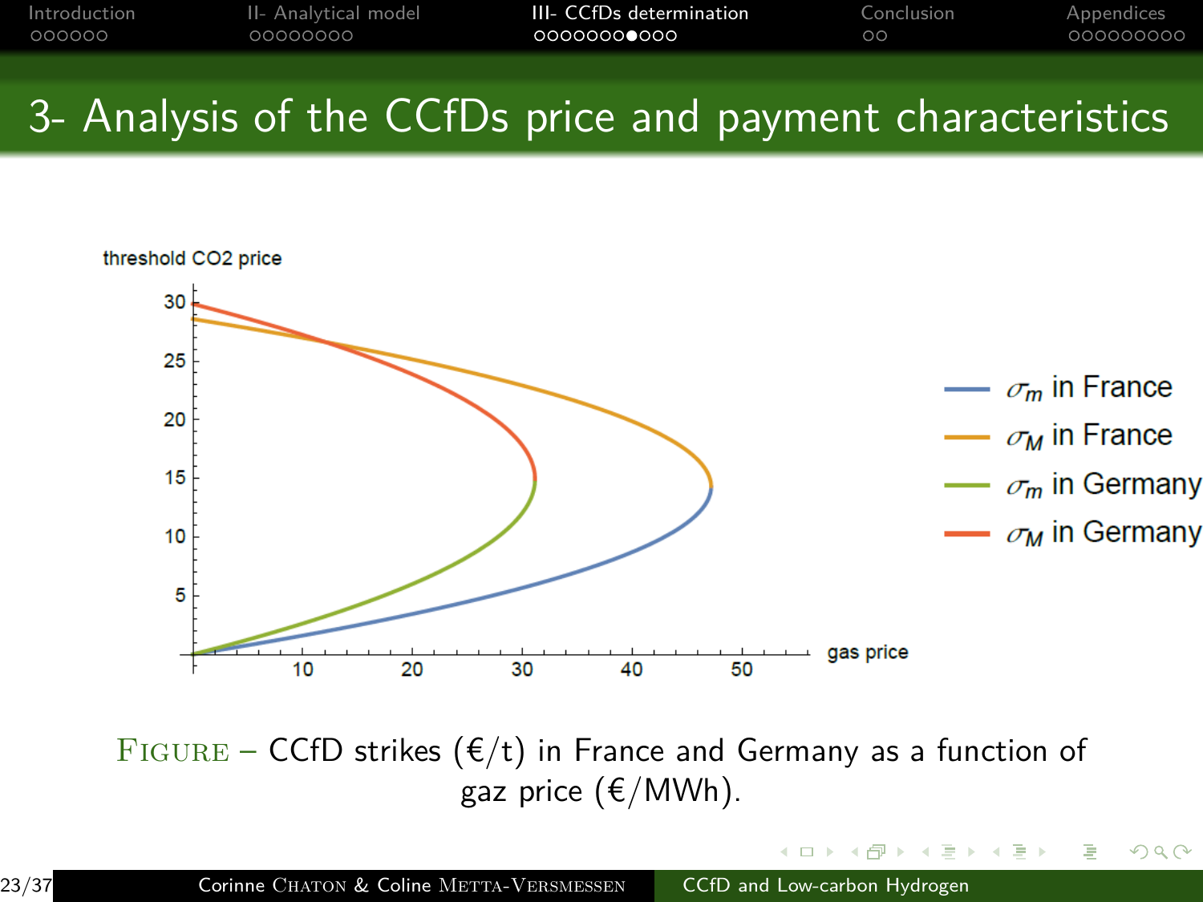# 3- Analysis of the CCfDs price and payment characteristics

threshold CO2 price

gas price

$\sigma_m$ in France

$\sigma_M$ in France

$\sigma_m$ in Germany

$\sigma_M$ in Germany

FIGURE – CCfD strikes (€/t) in France and Germany as a function of gaz price (€/MWh).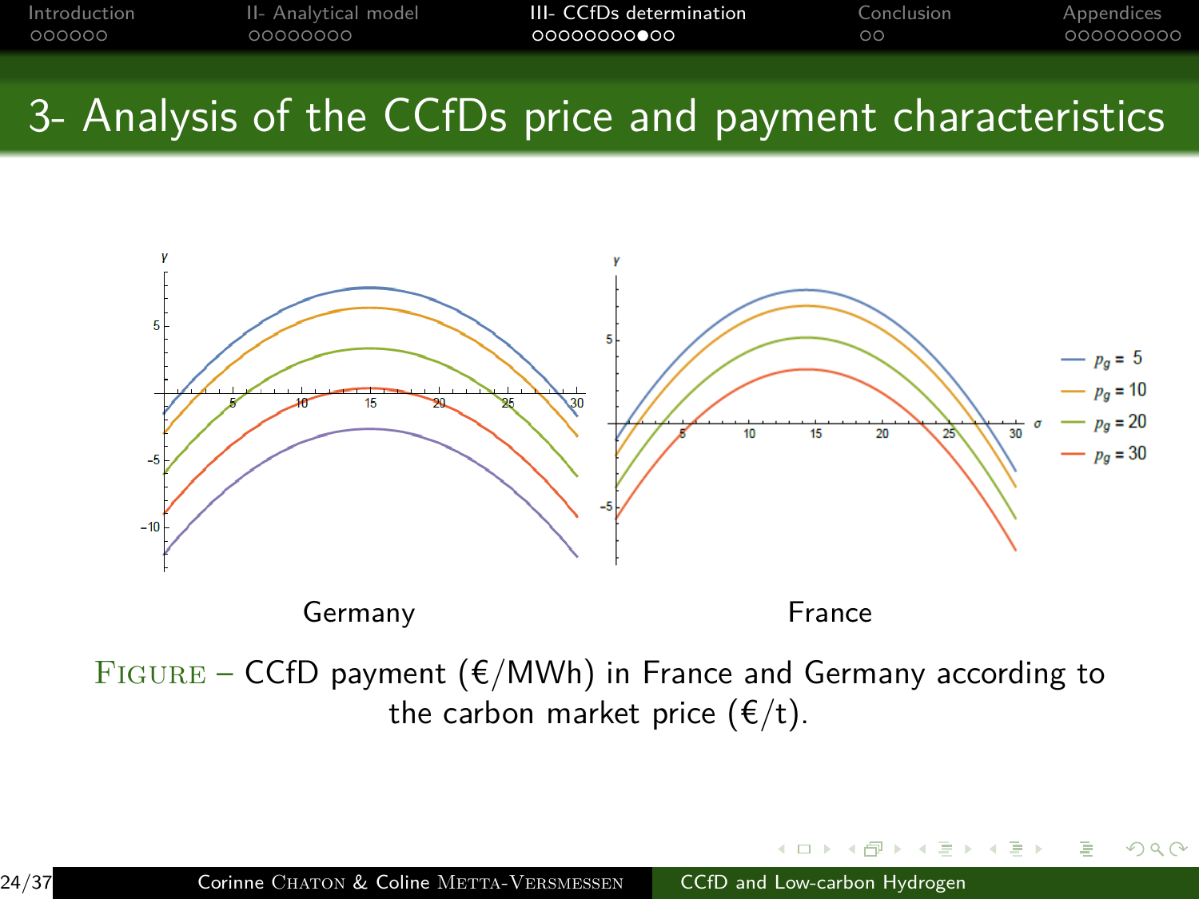# 3- Analysis of the CCfDs price and payment characteristics

Germany

France

FIGURE – CCfD payment (€/MWh) in France and Germany according to the carbon market price (€/t).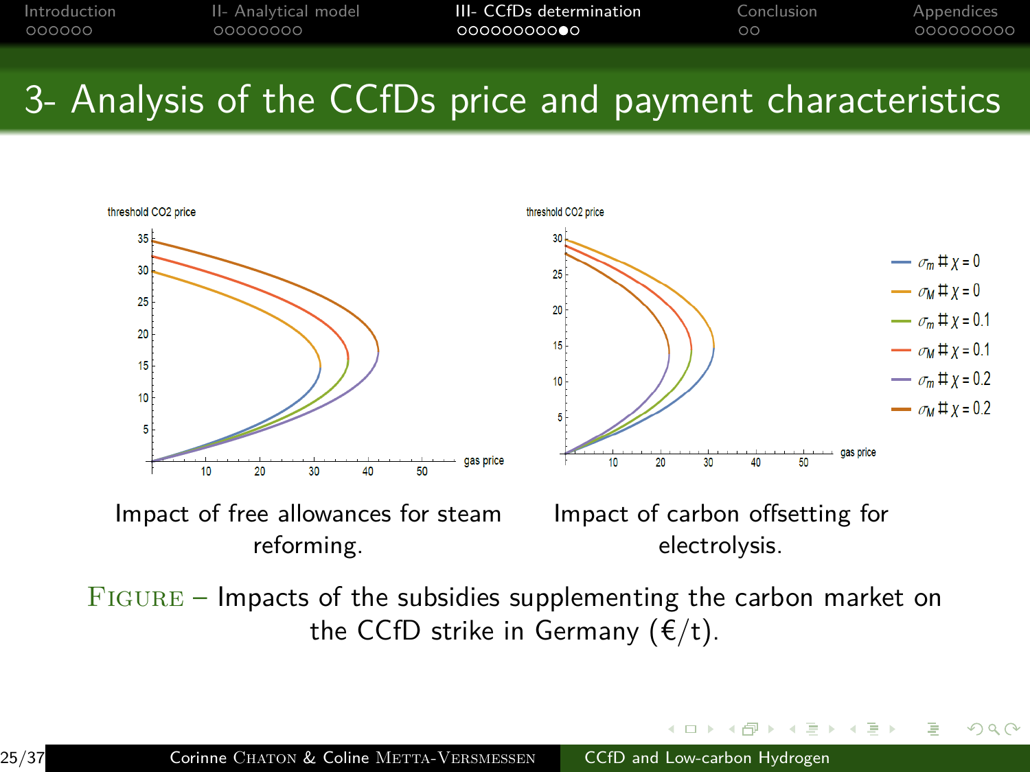# 3- Analysis of the CCfDs price and payment characteristics

Impact of free allowances for steam reforming.

Impact of carbon offsetting for electrolysis.

FIGURE – Impacts of the subsidies supplementing the carbon market on the CCfD strike in Germany (€/t).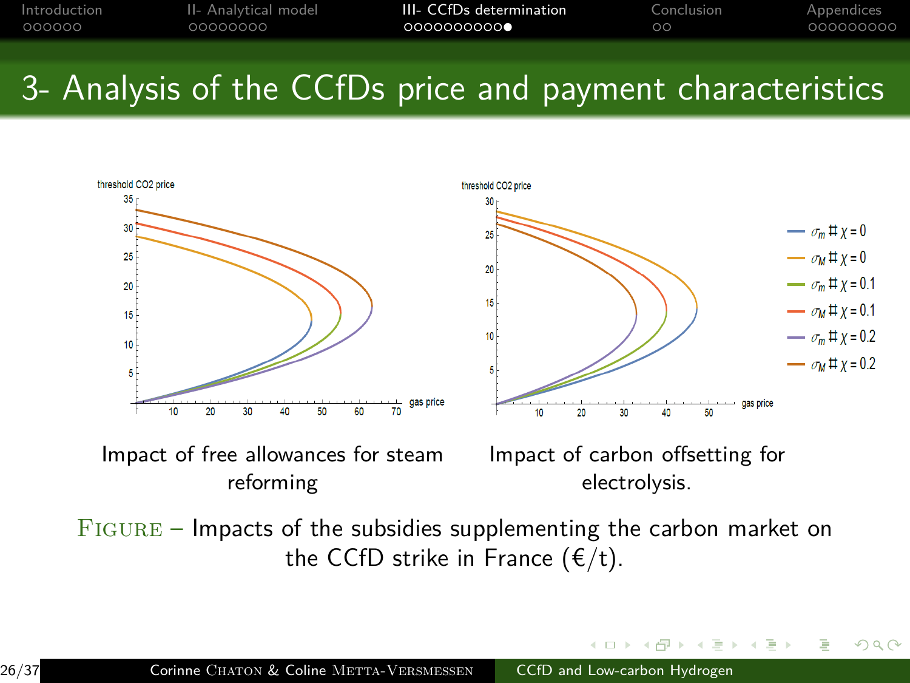# 3- Analysis of the CCfDs price and payment characteristics

Impact of free allowances for steam reforming

Impact of carbon offsetting for electrolysis.

FIGURE – Impacts of the subsidies supplementing the carbon market on the CCfD strike in France (€/t).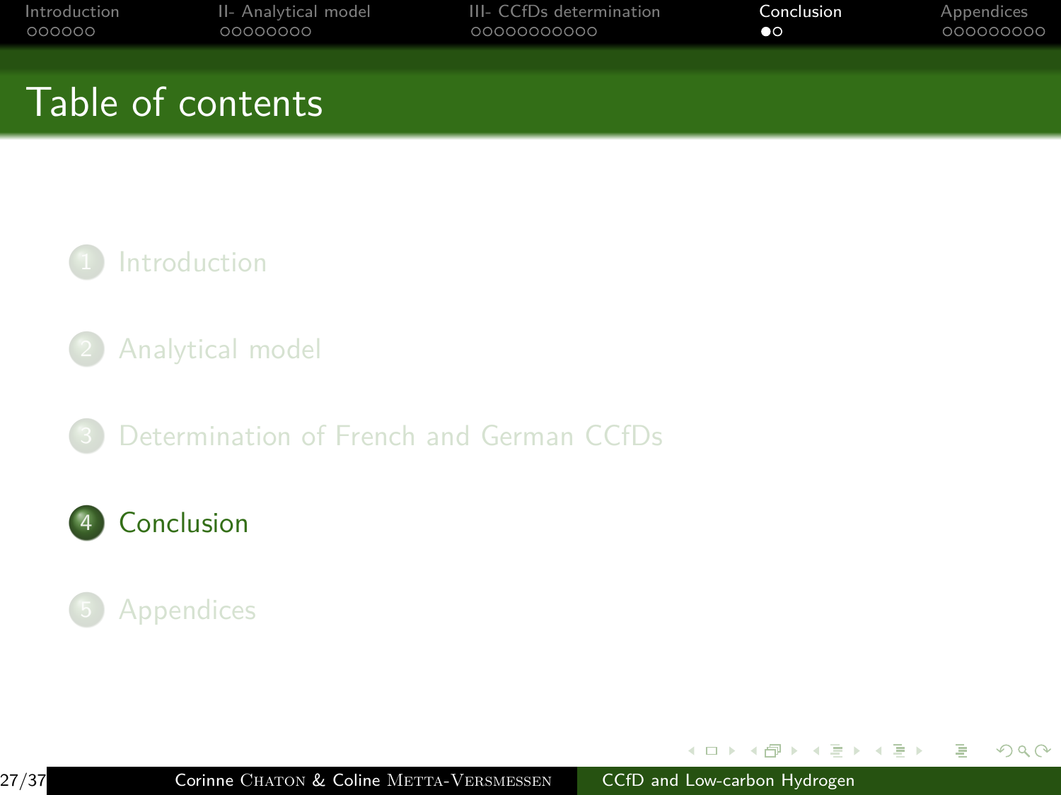# Table of contents

1. Introduction
2. Analytical model
3. Determination of French and German CCfDs
4. Conclusion
5. Appendices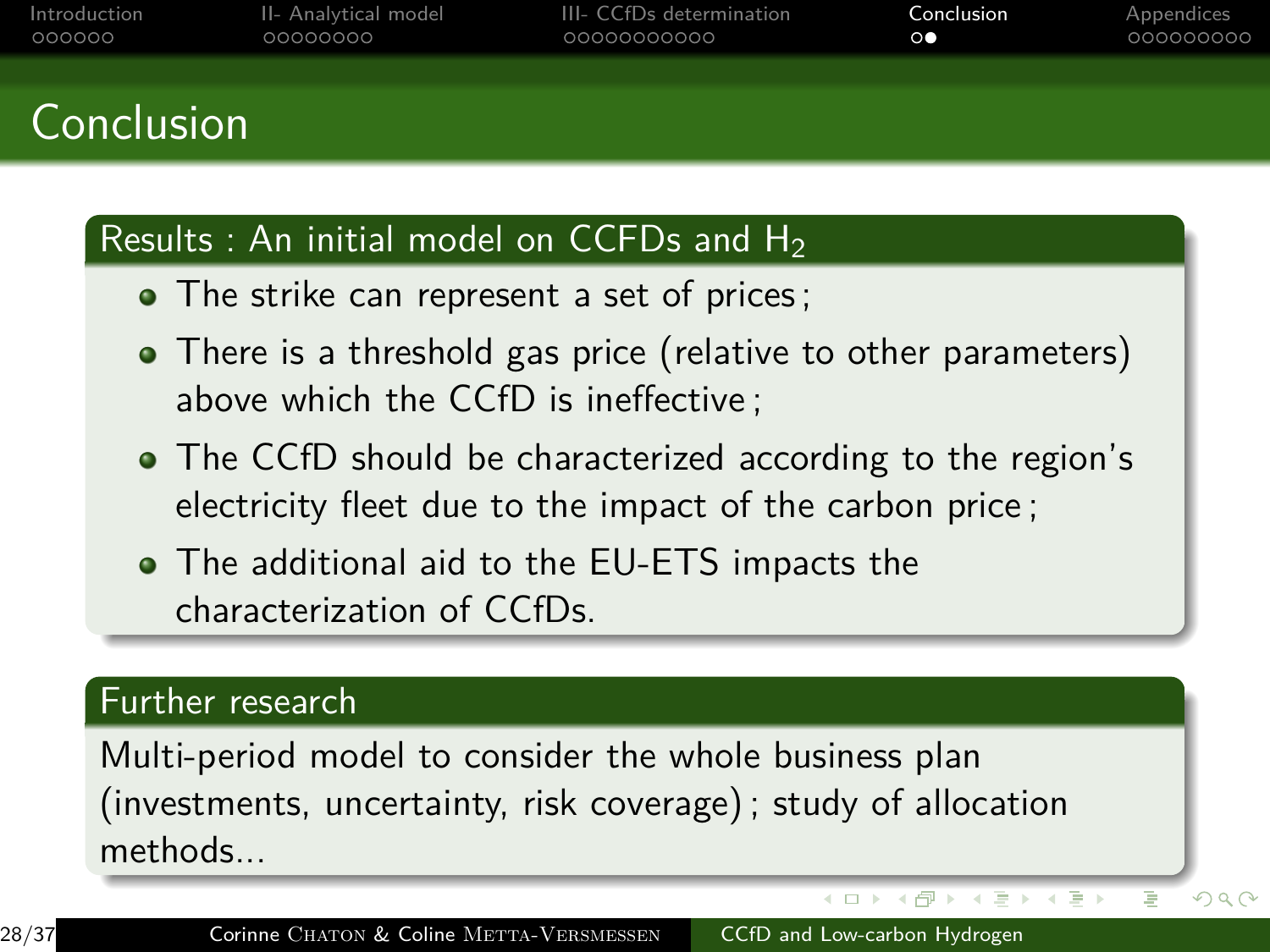# Conclusion

## Results : An initial model on CCFDs and $H_2$

- The strike can represent a set of prices ;
- There is a threshold gas price (relative to other parameters) above which the CCfD is ineffective ;
- The CCfD should be characterized according to the region's electricity fleet due to the impact of the carbon price ;
- The additional aid to the EU-ETS impacts the characterization of CCfDs.

## Further research

Multi-period model to consider the whole business plan (investments, uncertainty, risk coverage) ; study of allocation methods...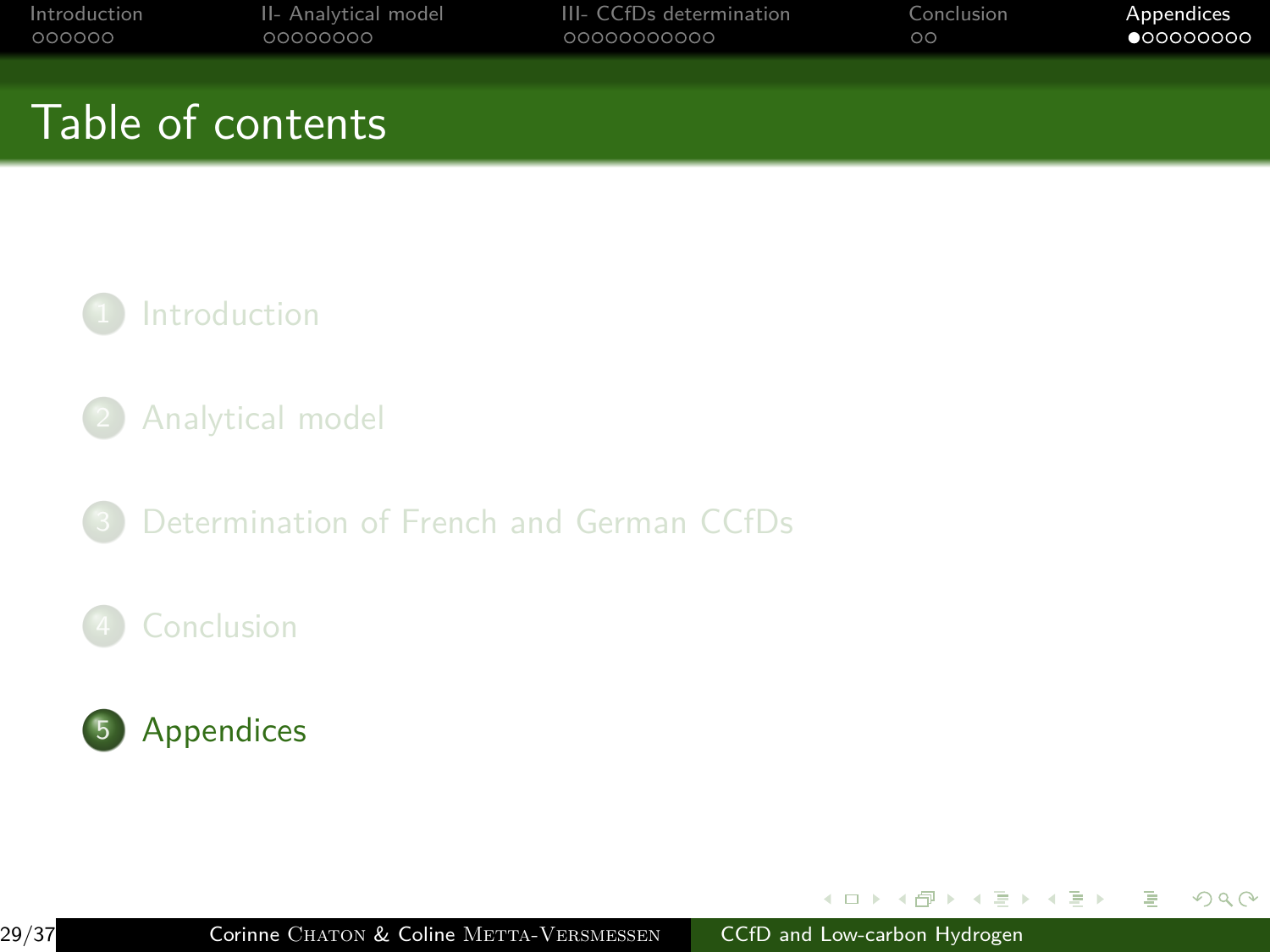# Table of contents

1. Introduction
2. Analytical model
3. Determination of French and German CCfDs
4. Conclusion
5. Appendices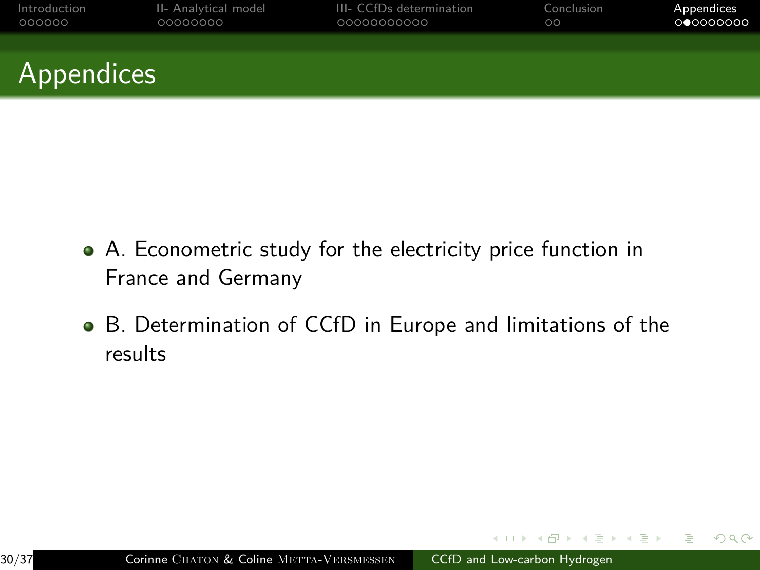# Appendices

- A. Econometric study for the electricity price function in France and Germany
- B. Determination of CCfD in Europe and limitations of the results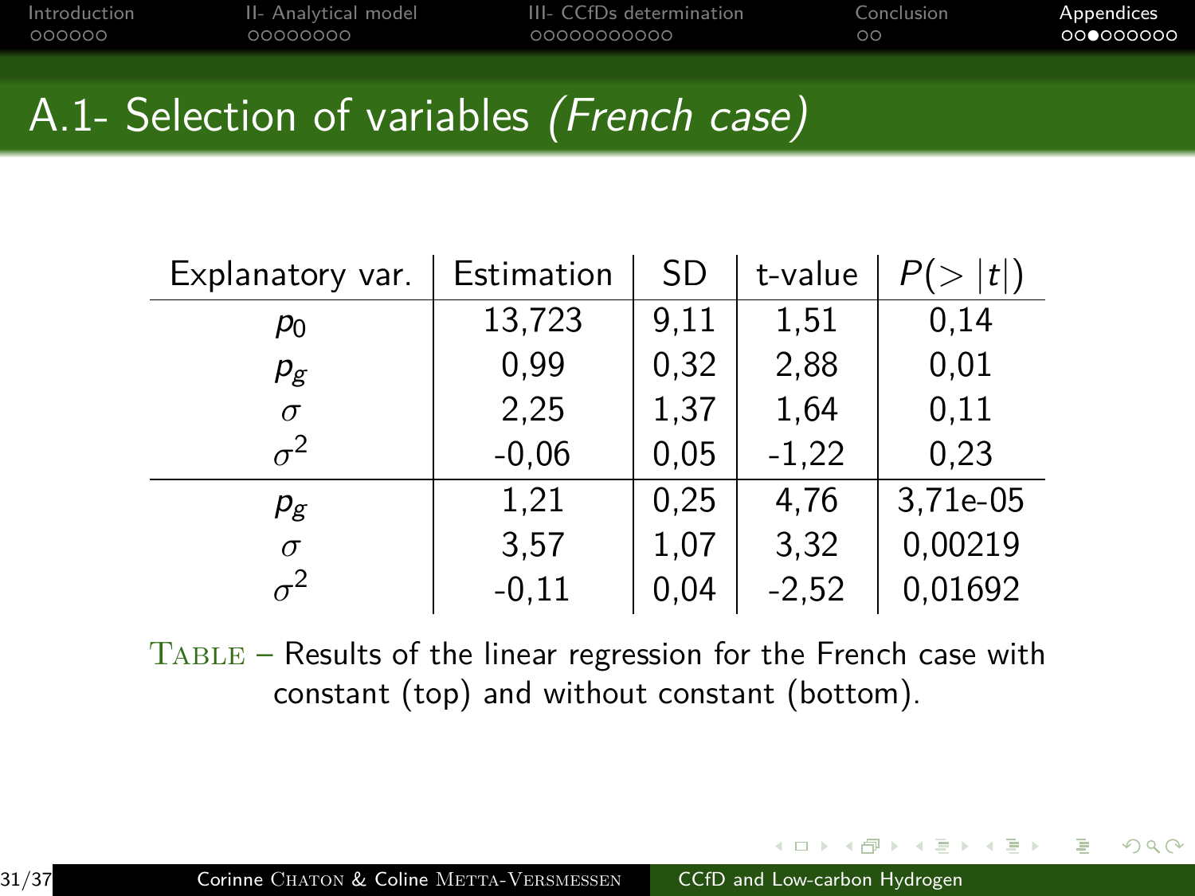# A.1- Selection of variables *(French case)*

| Explanatory var. | Estimation | SD | t-value | $P(>\|t\|)$ |
|---|---|---|---|---|
| $p_0$ | 13,723 | 9,11 | 1,51 | 0,14 |
| $p_g$ | 0,99 | 0,32 | 2,88 | 0,01 |
| $\sigma$ | 2,25 | 1,37 | 1,64 | 0,11 |
| $\sigma^2$ | -0,06 | 0,05 | -1,22 | 0,23 |
| $p_g$ | 1,21 | 0,25 | 4,76 | 3,71e-05 |
| $\sigma$ | 3,57 | 1,07 | 3,32 | 0,00219 |
| $\sigma^2$ | -0,11 | 0,04 | -2,52 | 0,01692 |

TABLE – Results of the linear regression for the French case with constant (top) and without constant (bottom).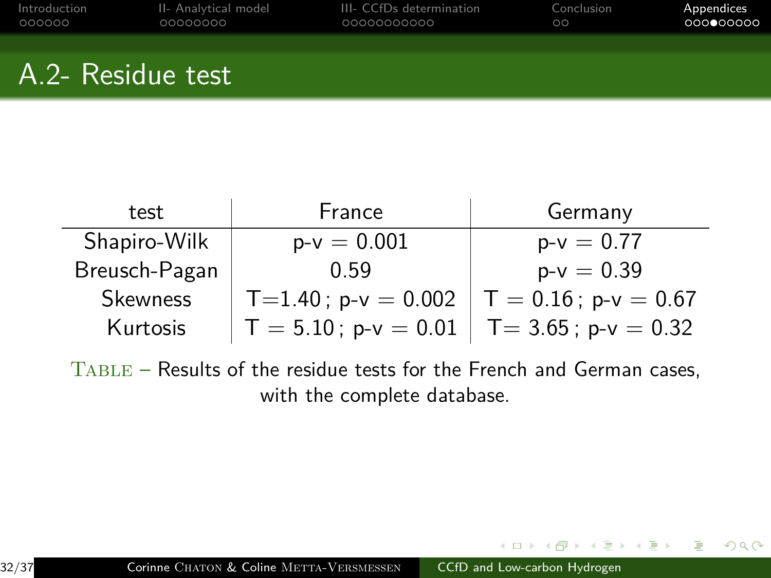## A.2- Residue test

| test | France | Germany |
|---|---|---|
| Shapiro-Wilk | p-v = 0.001 | p-v = 0.77 |
| Breusch-Pagan | 0.59 | p-v = 0.39 |
| Skewness | T=1.40 ; p-v = 0.002 | T = 0.16 ; p-v = 0.67 |
| Kurtosis | T = 5.10 ; p-v = 0.01 | T= 3.65 ; p-v = 0.32 |

TABLE – Results of the residue tests for the French and German cases, with the complete database.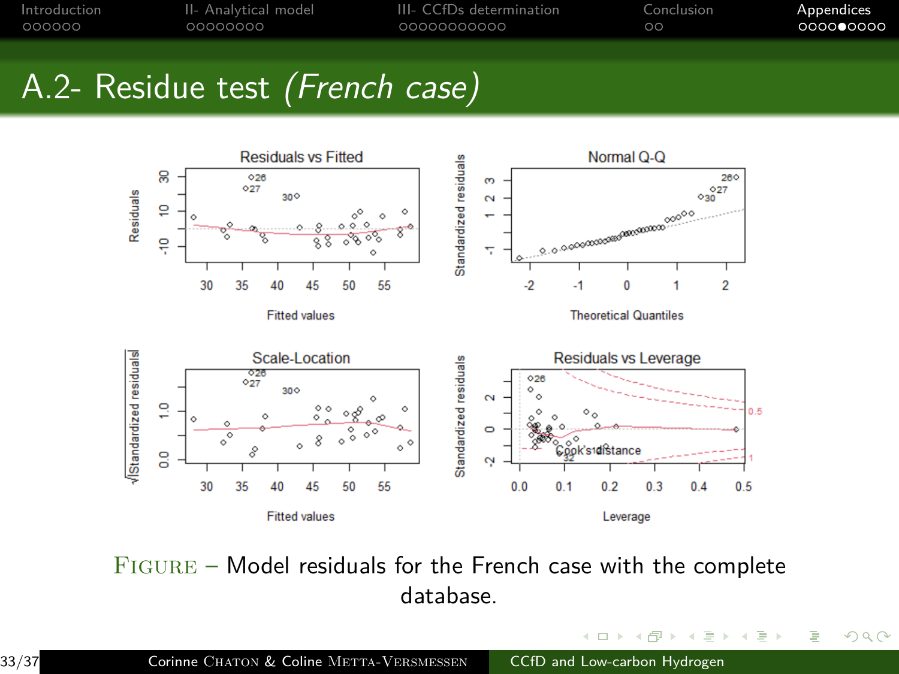# A.2- Residue test *(French case)*

FIGURE – Model residuals for the French case with the complete database.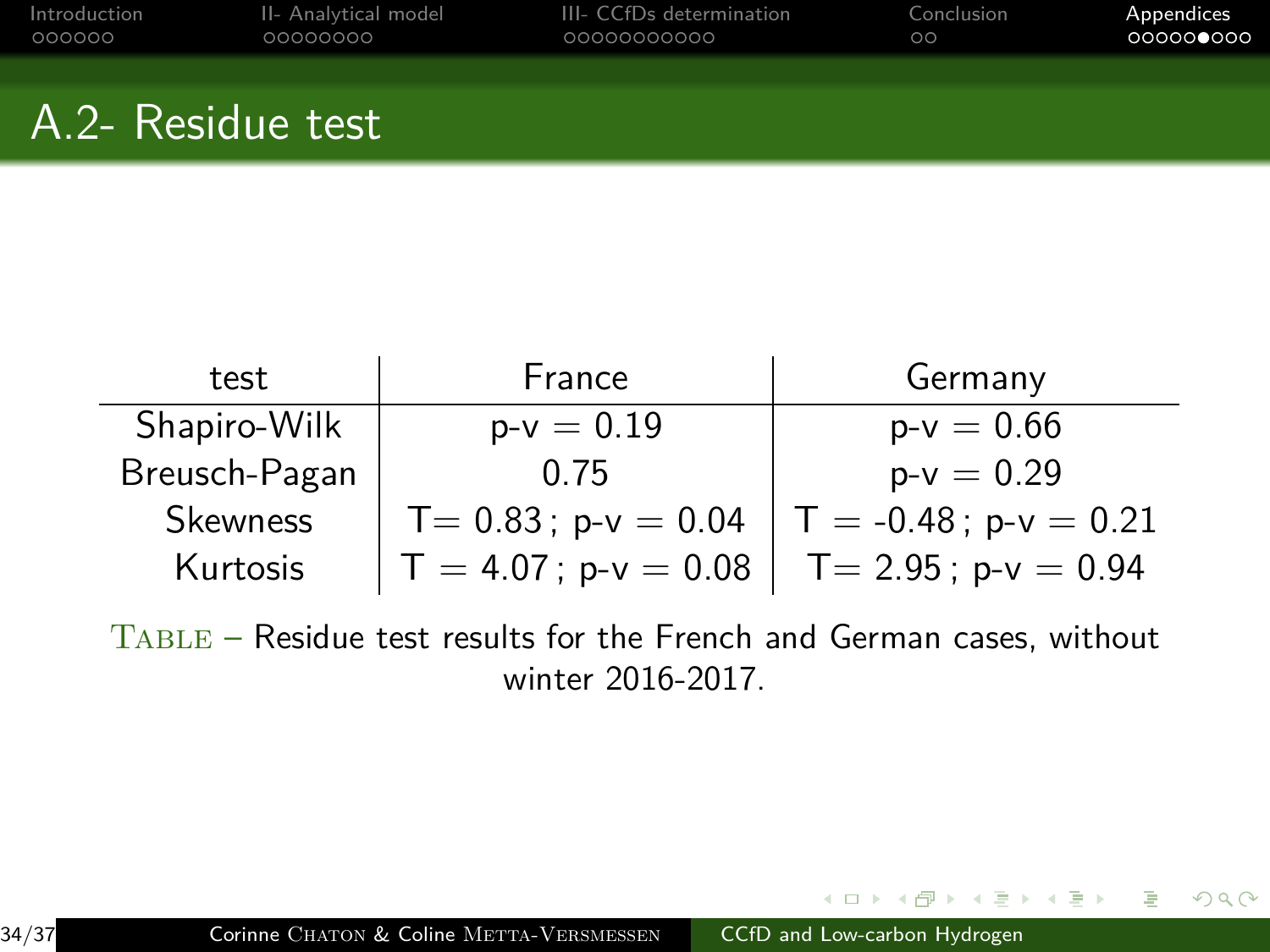## A.2- Residue test

| test | France | Germany |
|---|---|---|
| Shapiro-Wilk | p-v = 0.19 | p-v = 0.66 |
| Breusch-Pagan | 0.75 | p-v = 0.29 |
| Skewness | T= 0.83 ; p-v = 0.04 | T = -0.48 ; p-v = 0.21 |
| Kurtosis | T = 4.07 ; p-v = 0.08 | T= 2.95 ; p-v = 0.94 |

TABLE – Residue test results for the French and German cases, without winter 2016-2017.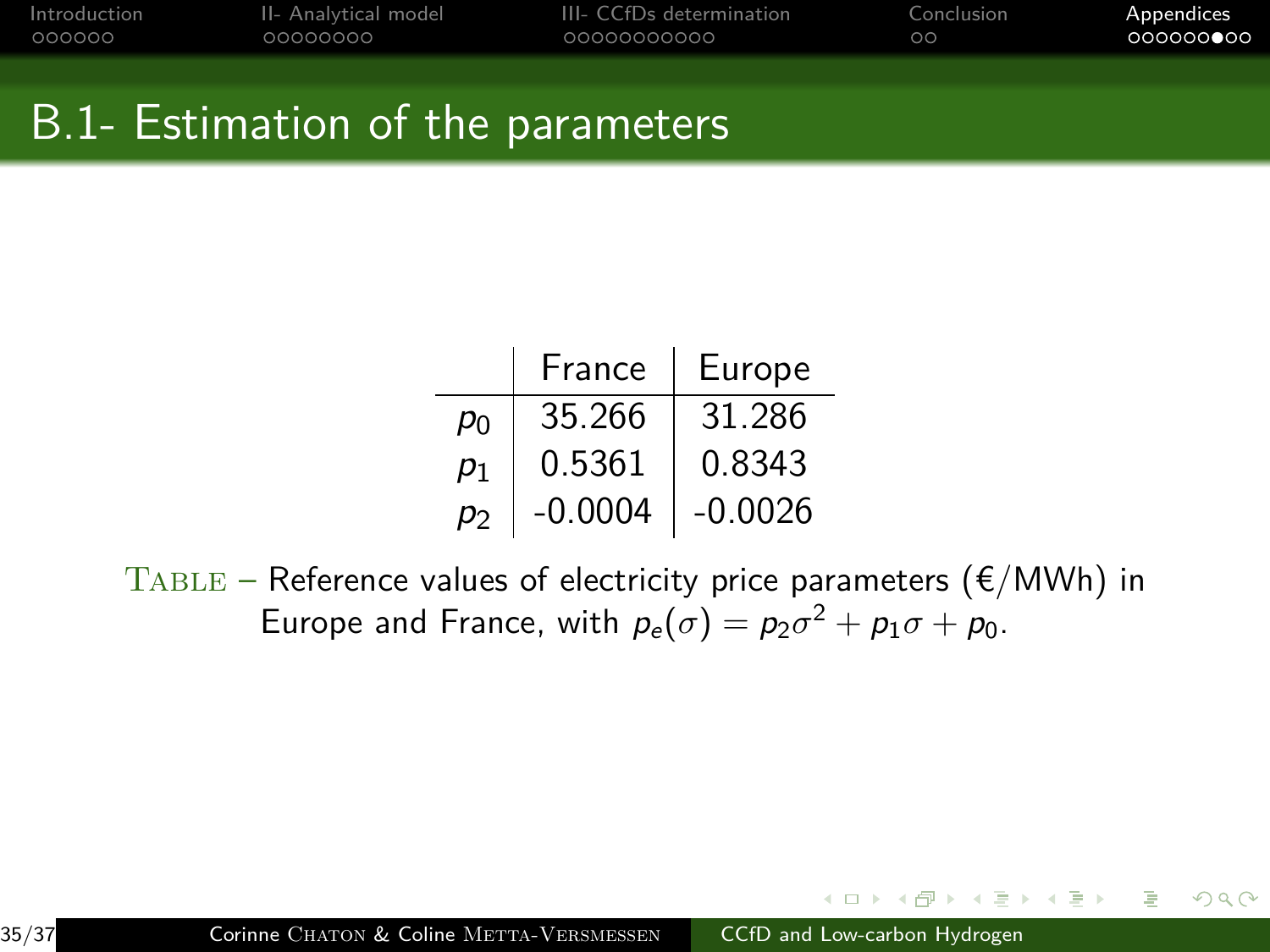# B.1- Estimation of the parameters

| | France | Europe |
|---|---|---|
| $p_0$ | 35.266 | 31.286 |
| $p_1$ | 0.5361 | 0.8343 |
| $p_2$ | -0.0004 | -0.0026 |

Table – Reference values of electricity price parameters (€/MWh) in Europe and France, with $p_e(\sigma) = p_2\sigma^2 + p_1\sigma + p_0$.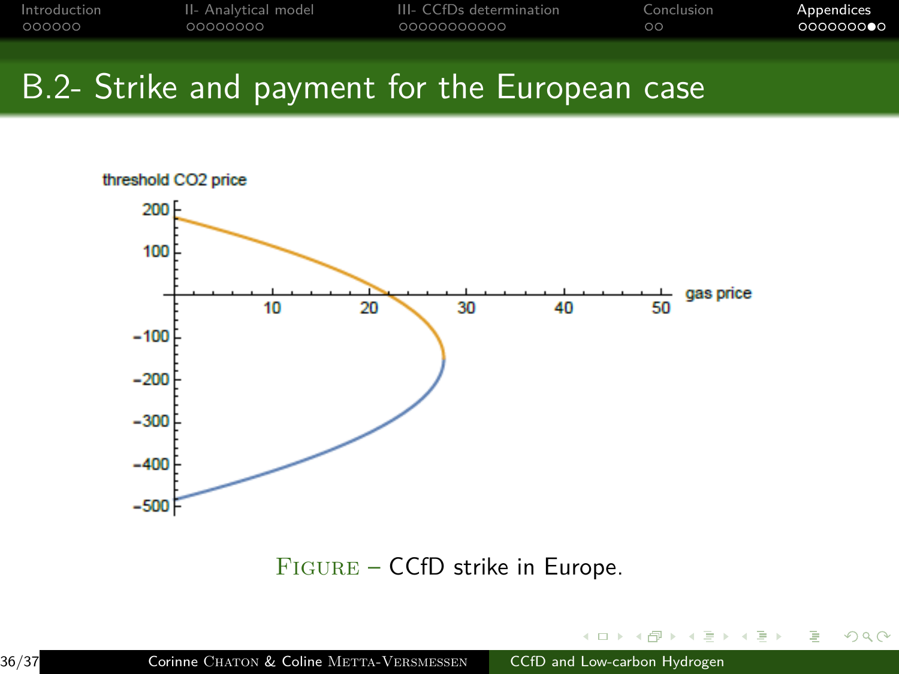# B.2- Strike and payment for the European case

threshold CO2 price

gas price

FIGURE – CCfD strike in Europe.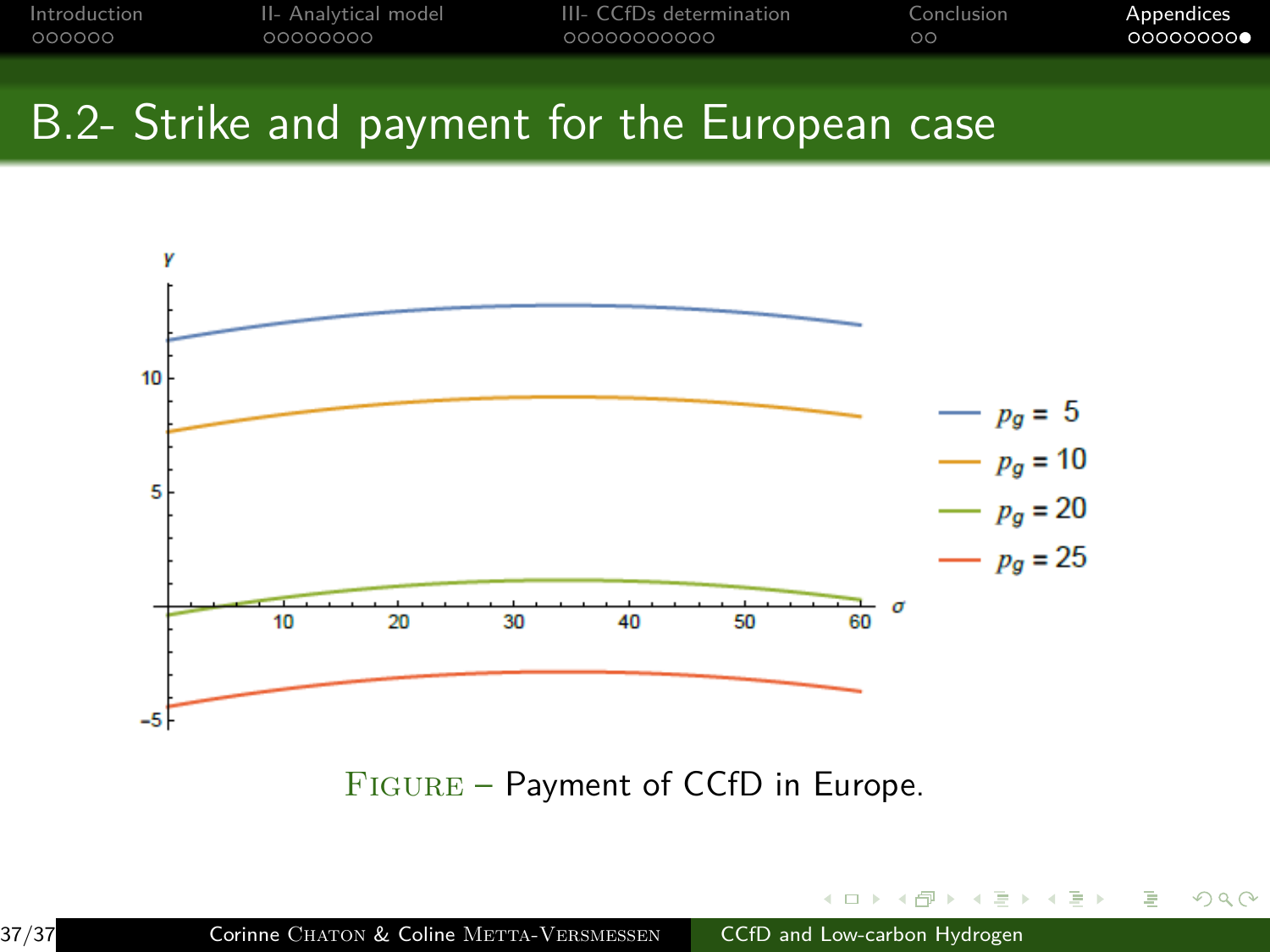# B.2- Strike and payment for the European case

Y

10

5

-5

10 20 30 40 50 60 $\sigma$

$p_g = 5$

$p_g = 10$

$p_g = 20$

$p_g = 25$

FIGURE – Payment of CCfD in Europe.